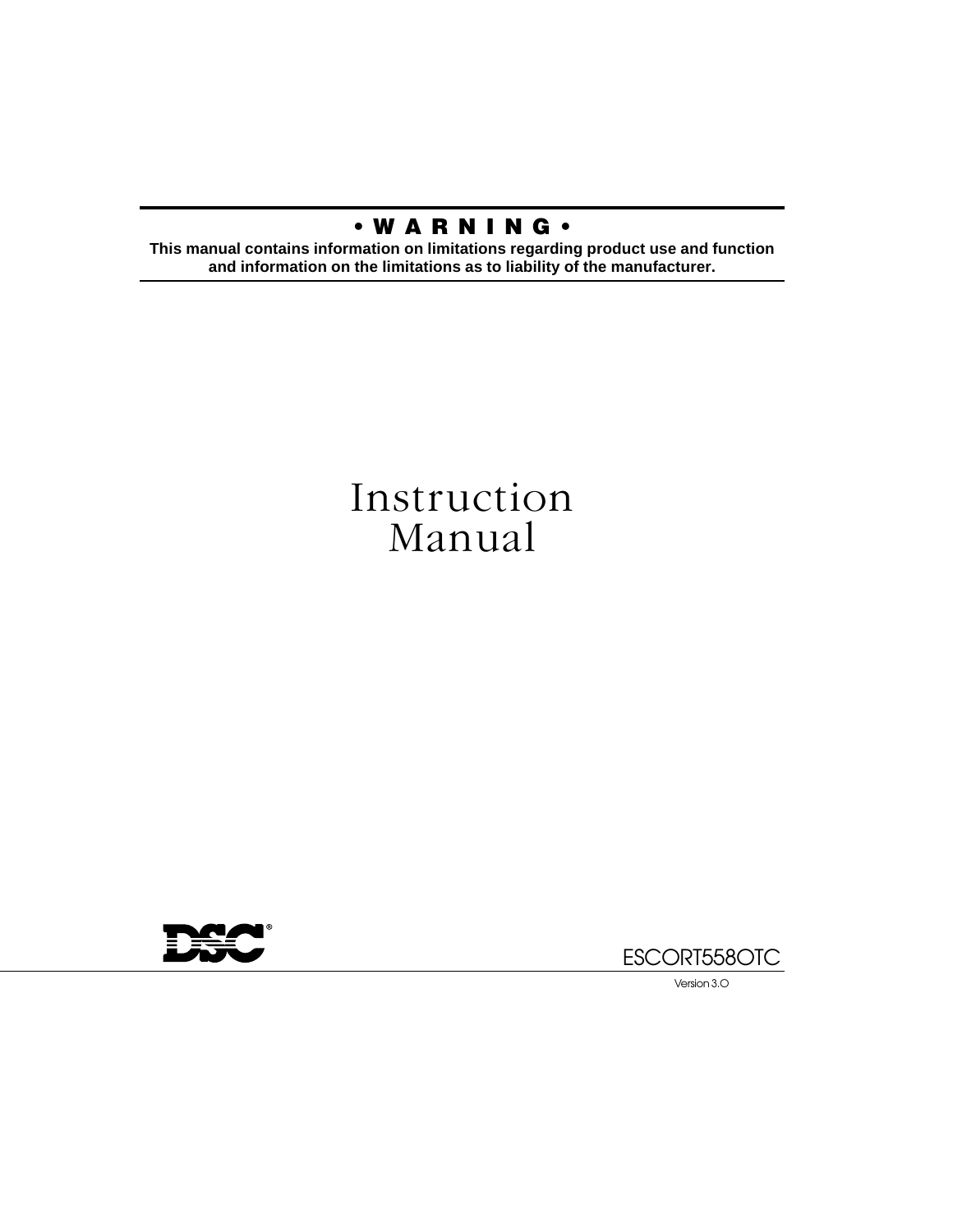**• W A R N I N G •**

**This manual contains information on limitations regarding product use and function and information on the limitations as to liability of the manufacturer.**

# Instruction Manual

DSC®

ESCORT5580TC

Version 3.0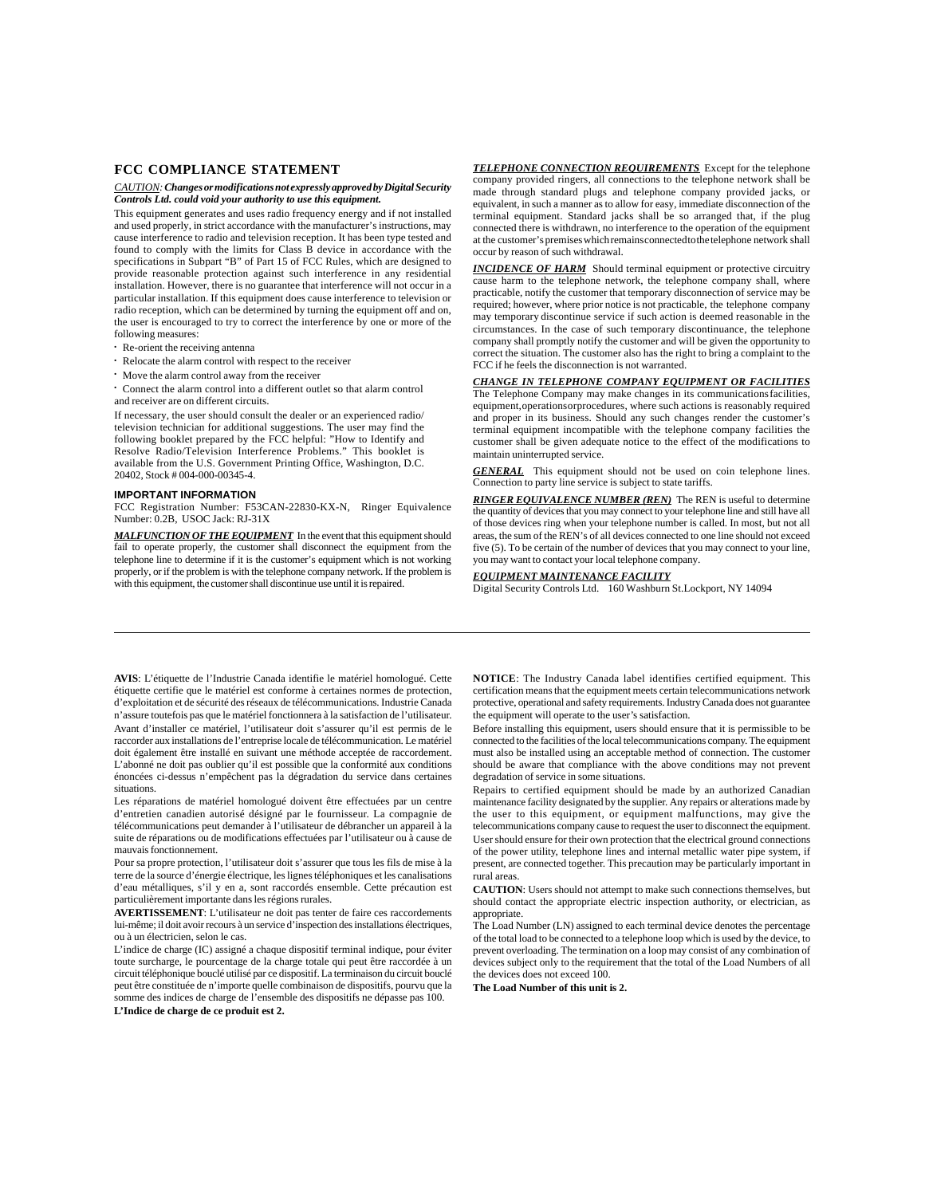## FCC COMPLIANCE STATEMENT

CAUTION: ***Changes or modifications not expressly approved by Digital Security Controls Ltd. could void your authority to use this equipment.***

This equipment generates and uses radio frequency energy and if not installed and used properly, in strict accordance with the manufacturer's instructions, may cause interference to radio and television reception. It has been type tested and found to comply with the limits for Class B device in accordance with the specifications in Subpart "B" of Part 15 of FCC Rules, which are designed to provide reasonable protection against such interference in any residential installation. However, there is no guarantee that interference will not occur in a particular installation. If this equipment does cause interference to television or radio reception, which can be determined by turning the equipment off and on, the user is encouraged to try to correct the interference by one or more of the following measures:

- Re-orient the receiving antenna
- Relocate the alarm control with respect to the receiver
- Move the alarm control away from the receiver
- Connect the alarm control into a different outlet so that alarm control and receiver are on different circuits.

If necessary, the user should consult the dealer or an experienced radio/television technician for additional suggestions. The user may find the following booklet prepared by the FCC helpful: "How to Identify and Resolve Radio/Television Interference Problems." This booklet is available from the U.S. Government Printing Office, Washington, D.C. 20402, Stock # 004-000-00345-4.

### IMPORTANT INFORMATION

FCC Registration Number: F53CAN-22830-KX-N, Ringer Equivalence Number: 0.2B, USOC Jack: RJ-31X

***MALFUNCTION OF THE EQUIPMENT*** In the event that this equipment should fail to operate properly, the customer shall disconnect the equipment from the telephone line to determine if it is the customer's equipment which is not working properly, or if the problem is with the telephone company network. If the problem is with this equipment, the customer shall discontinue use until it is repaired.

***TELEPHONE CONNECTION REQUIREMENTS*** Except for the telephone company provided ringers, all connections to the telephone network shall be made through standard plugs and telephone company provided jacks, or equivalent, in such a manner as to allow for easy, immediate disconnection of the terminal equipment. Standard jacks shall be so arranged that, if the plug connected there is withdrawn, no interference to the operation of the equipment at the customer's premises which remains connected to the telephone network shall occur by reason of such withdrawal.

***INCIDENCE OF HARM*** Should terminal equipment or protective circuitry cause harm to the telephone network, the telephone company shall, where practicable, notify the customer that temporary disconnection of service may be required; however, where prior notice is not practicable, the telephone company may temporary discontinue service if such action is deemed reasonable in the circumstances. In the case of such temporary discontinuance, the telephone company shall promptly notify the customer and will be given the opportunity to correct the situation. The customer also has the right to bring a complaint to the FCC if he feels the disconnection is not warranted.

***CHANGE IN TELEPHONE COMPANY EQUIPMENT OR FACILITIES*** The Telephone Company may make changes in its communications facilities, equipment, operations or procedures, where such actions is reasonably required and proper in its business. Should any such changes render the customer's terminal equipment incompatible with the telephone company facilities the customer shall be given adequate notice to the effect of the modifications to maintain uninterrupted service.

***GENERAL*** This equipment should not be used on coin telephone lines. Connection to party line service is subject to state tariffs.

***RINGER EQUIVALENCE NUMBER (REN)*** The REN is useful to determine the quantity of devices that you may connect to your telephone line and still have all of those devices ring when your telephone number is called. In most, but not all areas, the sum of the REN's of all devices connected to one line should not exceed five (5). To be certain of the number of devices that you may connect to your line, you may want to contact your local telephone company.

***EQUIPMENT MAINTENANCE FACILITY***
Digital Security Controls Ltd. 160 Washburn St.Lockport, NY 14094

---

**AVIS**: L'étiquette de l'Industrie Canada identifie le matériel homologué. Cette étiquette certifie que le matériel est conforme à certaines normes de protection, d'exploitation et de sécurité des réseaux de télécommunications. Industrie Canada n'assure toutefois pas que le matériel fonctionnera à la satisfaction de l'utilisateur.

Avant d'installer ce matériel, l'utilisateur doit s'assurer qu'il est permis de le raccorder aux installations de l'entreprise locale de télécommunication. Le matériel doit également être installé en suivant une méthode acceptée de raccordement. L'abonné ne doit pas oublier qu'il est possible que la conformité aux conditions énoncées ci-dessus n'empêchent pas la dégradation du service dans certaines situations.

Les réparations de matériel homologué doivent être effectuées par un centre d'entretien canadien autorisé désigné par le fournisseur. La compagnie de télécommunications peut demander à l'utilisateur de débrancher un appareil à la suite de réparations ou de modifications effectuées par l'utilisateur ou à cause de mauvais fonctionnement.

Pour sa propre protection, l'utilisateur doit s'assurer que tous les fils de mise à la terre de la source d'énergie électrique, les lignes téléphoniques et les canalisations d'eau métalliques, s'il y en a, sont raccordés ensemble. Cette précaution est particulièrement importante dans les régions rurales.

**AVERTISSEMENT**: L'utilisateur ne doit pas tenter de faire ces raccordements lui-même; il doit avoir recours à un service d'inspection des installations électriques, ou à un électricien, selon le cas.

L'indice de charge (IC) assigné a chaque dispositif terminal indique, pour éviter toute surcharge, le pourcentage de la charge totale qui peut être raccordée à un circuit téléphonique bouclé utilisé par ce dispositif. La terminaison du circuit bouclé peut être constituée de n'importe quelle combinaison de dispositifs, pourvu que la somme des indices de charge de l'ensemble des dispositifs ne dépasse pas 100.

**L'Indice de charge de ce produit est 2.**

**NOTICE**: The Industry Canada label identifies certified equipment. This certification means that the equipment meets certain telecommunications network protective, operational and safety requirements. Industry Canada does not guarantee the equipment will operate to the user's satisfaction.

Before installing this equipment, users should ensure that it is permissible to be connected to the facilities of the local telecommunications company. The equipment must also be installed using an acceptable method of connection. The customer should be aware that compliance with the above conditions may not prevent degradation of service in some situations.

Repairs to certified equipment should be made by an authorized Canadian maintenance facility designated by the supplier. Any repairs or alterations made by the user to this equipment, or equipment malfunctions, may give the telecommunications company cause to request the user to disconnect the equipment.

User should ensure for their own protection that the electrical ground connections of the power utility, telephone lines and internal metallic water pipe system, if present, are connected together. This precaution may be particularly important in rural areas.

**CAUTION**: Users should not attempt to make such connections themselves, but should contact the appropriate electric inspection authority, or electrician, as appropriate.

The Load Number (LN) assigned to each terminal device denotes the percentage of the total load to be connected to a telephone loop which is used by the device, to prevent overloading. The termination on a loop may consist of any combination of devices subject only to the requirement that the total of the Load Numbers of all the devices does not exceed 100.

**The Load Number of this unit is 2.**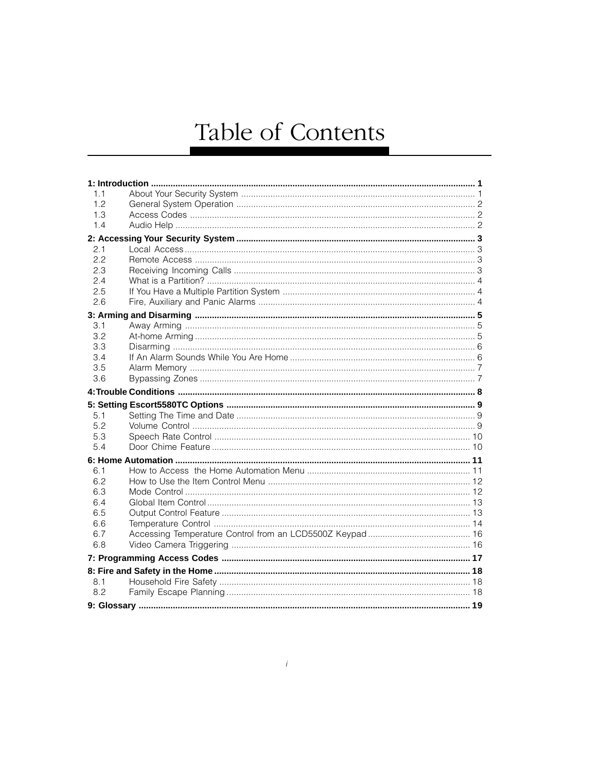# Table of Contents

**1: Introduction** .................................................................................................................................. **1**

1.1 About Your Security System ............................................................................................ 1
1.2 General System Operation ............................................................................................... 2
1.3 Access Codes ................................................................................................................... 2
1.4 Audio Help ........................................................................................................................ 2

**2: Accessing Your Security System** ................................................................................................ **3**

2.1 Local Access ..................................................................................................................... 3
2.2 Remote Access ................................................................................................................. 3
2.3 Receiving Incoming Calls ................................................................................................. 3
2.4 What is a Partition? ........................................................................................................... 4
2.5 If You Have a Multiple Partition System ............................................................................ 4
2.6 Fire, Auxiliary and Panic Alarms ....................................................................................... 4

**3: Arming and Disarming** ................................................................................................................ **5**

3.1 Away Arming ..................................................................................................................... 5
3.2 At-home Arming ................................................................................................................. 5
3.3 Disarming .......................................................................................................................... 6
3.4 If An Alarm Sounds While You Are Home ......................................................................... 6
3.5 Alarm Memory ................................................................................................................... 7
3.6 Bypassing Zones ............................................................................................................... 7

**4: Trouble Conditions** ...................................................................................................................... **8**

**5: Setting Escort5580TC Options** .................................................................................................... **9**

5.1 Setting The Time and Date ............................................................................................... 9
5.2 Volume Control .................................................................................................................. 9
5.3 Speech Rate Control ....................................................................................................... 10
5.4 Door Chime Feature ........................................................................................................ 10

**6: Home Automation** ...................................................................................................................... **11**

6.1 How to Access the Home Automation Menu .................................................................. 11
6.2 How to Use the Item Control Menu ................................................................................. 12
6.3 Mode Control ................................................................................................................... 12
6.4 Global Item Control .......................................................................................................... 13
6.5 Output Control Feature .................................................................................................... 13
6.6 Temperature Control ....................................................................................................... 14
6.7 Accessing Temperature Control from an LCD5500Z Keypad ......................................... 16
6.8 Video Camera Triggering ................................................................................................ 16

**7: Programming Access Codes** .................................................................................................... **17**

**8: Fire and Safety in the Home** ...................................................................................................... **18**

8.1 Household Fire Safety ..................................................................................................... 18
8.2 Family Escape Planning .................................................................................................. 18

**9: Glossary** ..................................................................................................................................... **19**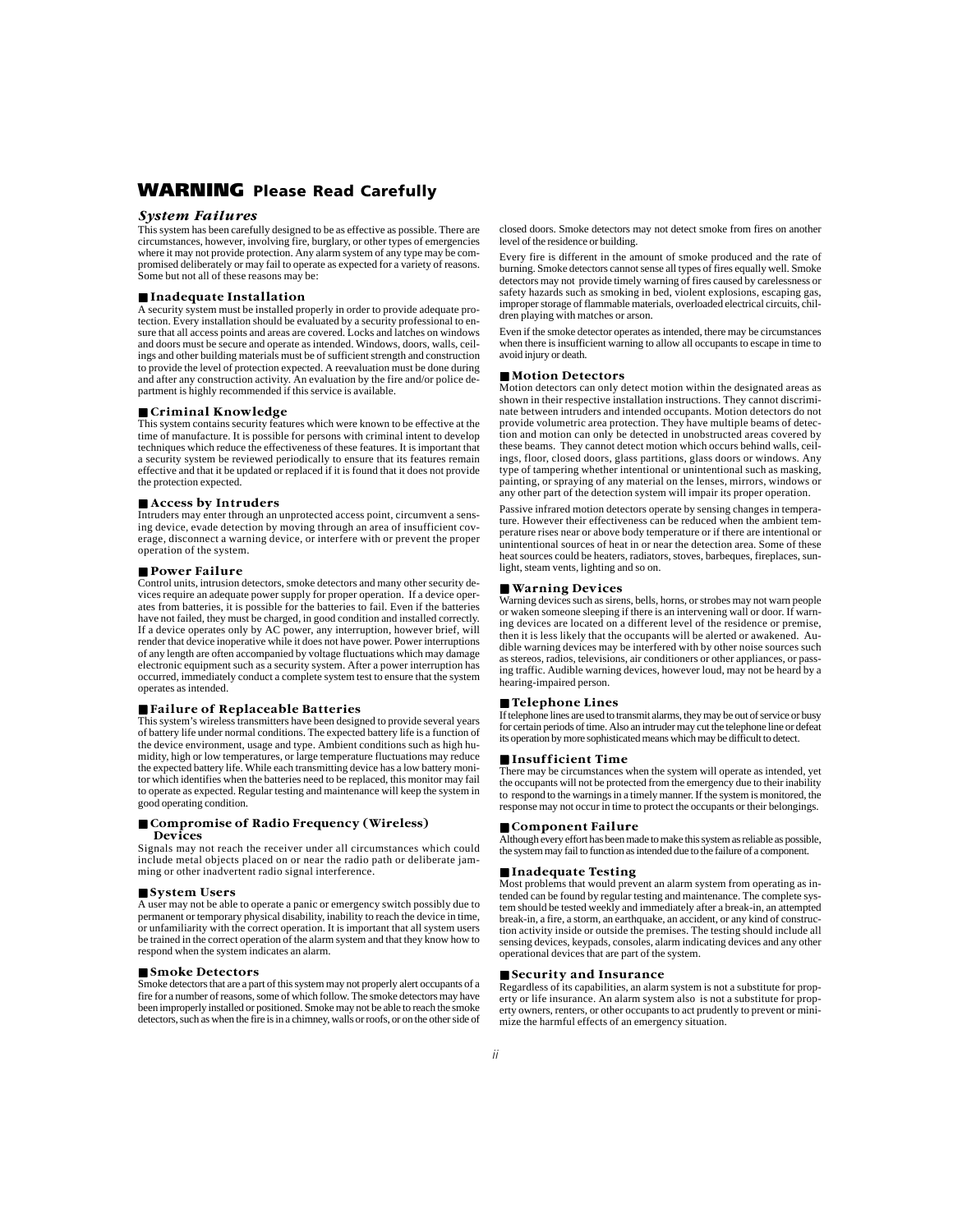# WARNING Please Read Carefully

## *System Failures*

This system has been carefully designed to be as effective as possible. There are circumstances, however, involving fire, burglary, or other types of emergencies where it may not provide protection. Any alarm system of any type may be compromised deliberately or may fail to operate as expected for a variety of reasons. Some but not all of these reasons may be:

### ■ Inadequate Installation

A security system must be installed properly in order to provide adequate protection. Every installation should be evaluated by a security professional to ensure that all access points and areas are covered. Locks and latches on windows and doors must be secure and operate as intended. Windows, doors, walls, ceilings and other building materials must be of sufficient strength and construction to provide the level of protection expected. A reevaluation must be done during and after any construction activity. An evaluation by the fire and/or police department is highly recommended if this service is available.

### ■ Criminal Knowledge

This system contains security features which were known to be effective at the time of manufacture. It is possible for persons with criminal intent to develop techniques which reduce the effectiveness of these features. It is important that a security system be reviewed periodically to ensure that its features remain effective and that it be updated or replaced if it is found that it does not provide the protection expected.

### ■ Access by Intruders

Intruders may enter through an unprotected access point, circumvent a sensing device, evade detection by moving through an area of insufficient coverage, disconnect a warning device, or interfere with or prevent the proper operation of the system.

### ■ Power Failure

Control units, intrusion detectors, smoke detectors and many other security devices require an adequate power supply for proper operation. If a device operates from batteries, it is possible for the batteries to fail. Even if the batteries have not failed, they must be charged, in good condition and installed correctly. If a device operates only by AC power, any interruption, however brief, will render that device inoperative while it does not have power. Power interruptions of any length are often accompanied by voltage fluctuations which may damage electronic equipment such as a security system. After a power interruption has occurred, immediately conduct a complete system test to ensure that the system operates as intended.

### ■ Failure of Replaceable Batteries

This system's wireless transmitters have been designed to provide several years of battery life under normal conditions. The expected battery life is a function of the device environment, usage and type. Ambient conditions such as high humidity, high or low temperatures, or large temperature fluctuations may reduce the expected battery life. While each transmitting device has a low battery monitor which identifies when the batteries need to be replaced, this monitor may fail to operate as expected. Regular testing and maintenance will keep the system in good operating condition.

### ■ Compromise of Radio Frequency (Wireless) Devices

Signals may not reach the receiver under all circumstances which could include metal objects placed on or near the radio path or deliberate jamming or other inadvertent radio signal interference.

### ■ System Users

A user may not be able to operate a panic or emergency switch possibly due to permanent or temporary physical disability, inability to reach the device in time, or unfamiliarity with the correct operation. It is important that all system users be trained in the correct operation of the alarm system and that they know how to respond when the system indicates an alarm.

### ■ Smoke Detectors

Smoke detectors that are a part of this system may not properly alert occupants of a fire for a number of reasons, some of which follow. The smoke detectors may have been improperly installed or positioned. Smoke may not be able to reach the smoke detectors, such as when the fire is in a chimney, walls or roofs, or on the other side of closed doors. Smoke detectors may not detect smoke from fires on another level of the residence or building.

Every fire is different in the amount of smoke produced and the rate of burning. Smoke detectors cannot sense all types of fires equally well. Smoke detectors may not provide timely warning of fires caused by carelessness or safety hazards such as smoking in bed, violent explosions, escaping gas, improper storage of flammable materials, overloaded electrical circuits, children playing with matches or arson.

Even if the smoke detector operates as intended, there may be circumstances when there is insufficient warning to allow all occupants to escape in time to avoid injury or death.

### ■ Motion Detectors

Motion detectors can only detect motion within the designated areas as shown in their respective installation instructions. They cannot discriminate between intruders and intended occupants. Motion detectors do not provide volumetric area protection. They have multiple beams of detection and motion can only be detected in unobstructed areas covered by these beams. They cannot detect motion which occurs behind walls, ceilings, floor, closed doors, glass partitions, glass doors or windows. Any type of tampering whether intentional or unintentional such as masking, painting, or spraying of any material on the lenses, mirrors, windows or any other part of the detection system will impair its proper operation.

Passive infrared motion detectors operate by sensing changes in temperature. However their effectiveness can be reduced when the ambient temperature rises near or above body temperature or if there are intentional or unintentional sources of heat in or near the detection area. Some of these heat sources could be heaters, radiators, stoves, barbeques, fireplaces, sunlight, steam vents, lighting and so on.

### ■ Warning Devices

Warning devices such as sirens, bells, horns, or strobes may not warn people or waken someone sleeping if there is an intervening wall or door. If warning devices are located on a different level of the residence or premise, then it is less likely that the occupants will be alerted or awakened. Audible warning devices may be interfered with by other noise sources such as stereos, radios, televisions, air conditioners or other appliances, or passing traffic. Audible warning devices, however loud, may not be heard by a hearing-impaired person.

### ■ Telephone Lines

If telephone lines are used to transmit alarms, they may be out of service or busy for certain periods of time. Also an intruder may cut the telephone line or defeat its operation by more sophisticated means which may be difficult to detect.

### ■ Insufficient Time

There may be circumstances when the system will operate as intended, yet the occupants will not be protected from the emergency due to their inability to respond to the warnings in a timely manner. If the system is monitored, the response may not occur in time to protect the occupants or their belongings.

### ■ Component Failure

Although every effort has been made to make this system as reliable as possible, the system may fail to function as intended due to the failure of a component.

### ■ Inadequate Testing

Most problems that would prevent an alarm system from operating as intended can be found by regular testing and maintenance. The complete system should be tested weekly and immediately after a break-in, an attempted break-in, a fire, a storm, an earthquake, an accident, or any kind of construction activity inside or outside the premises. The testing should include all sensing devices, keypads, consoles, alarm indicating devices and any other operational devices that are part of the system.

### ■ Security and Insurance

Regardless of its capabilities, an alarm system is not a substitute for property or life insurance. An alarm system also is not a substitute for property owners, renters, or other occupants to act prudently to prevent or minimize the harmful effects of an emergency situation.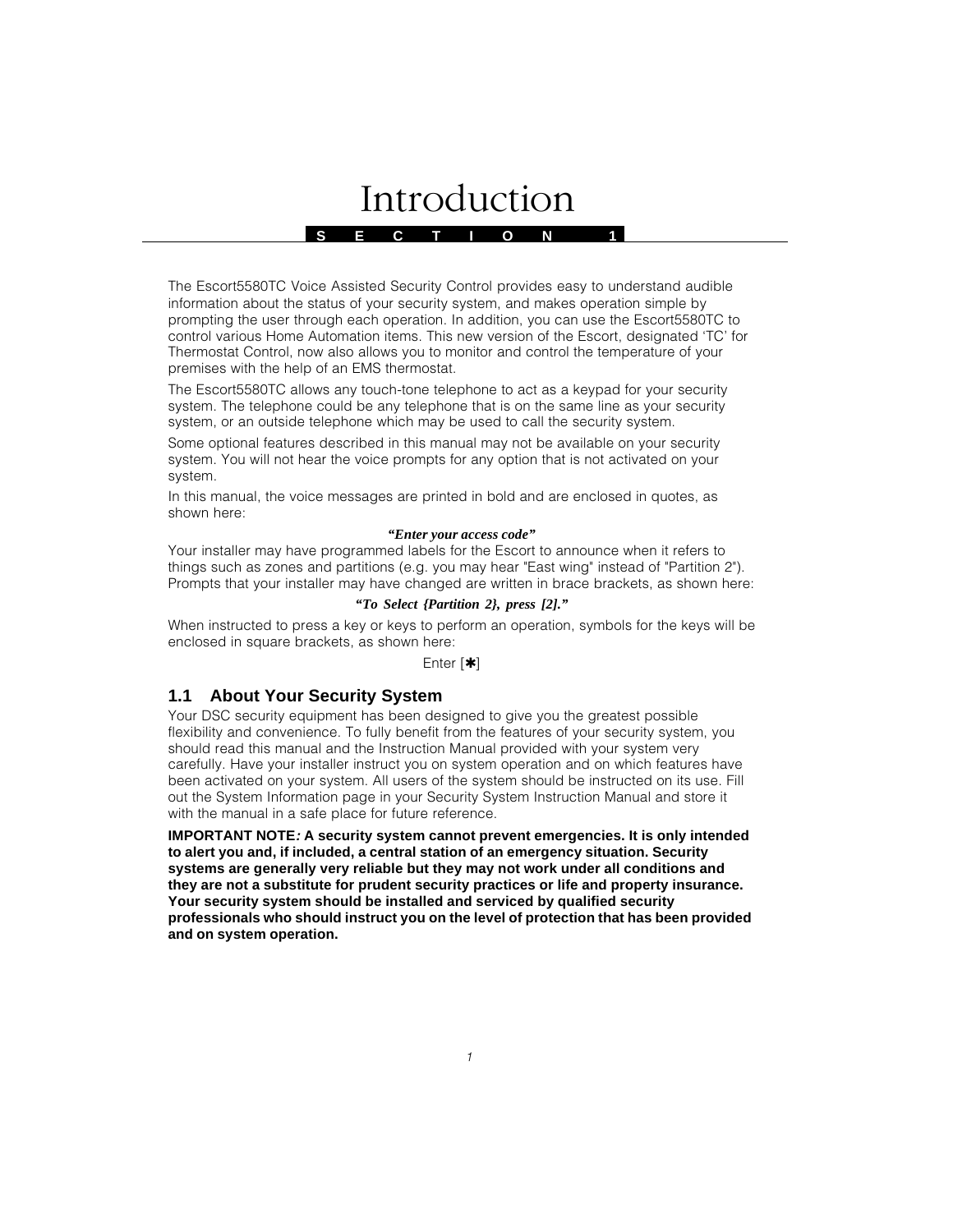# Introduction

**SECTION 1**

The Escort5580TC Voice Assisted Security Control provides easy to understand audible information about the status of your security system, and makes operation simple by prompting the user through each operation. In addition, you can use the Escort5580TC to control various Home Automation items. This new version of the Escort, designated 'TC' for Thermostat Control, now also allows you to monitor and control the temperature of your premises with the help of an EMS thermostat.

The Escort5580TC allows any touch-tone telephone to act as a keypad for your security system. The telephone could be any telephone that is on the same line as your security system, or an outside telephone which may be used to call the security system.

Some optional features described in this manual may not be available on your security system. You will not hear the voice prompts for any option that is not activated on your system.

In this manual, the voice messages are printed in bold and are enclosed in quotes, as shown here:

***"Enter your access code"***

Your installer may have programmed labels for the Escort to announce when it refers to things such as zones and partitions (e.g. you may hear "East wing" instead of "Partition 2"). Prompts that your installer may have changed are written in brace brackets, as shown here:

***"To Select {Partition 2}, press [2]."***

When instructed to press a key or keys to perform an operation, symbols for the keys will be enclosed in square brackets, as shown here:

Enter [✱]

## 1.1 About Your Security System

Your DSC security equipment has been designed to give you the greatest possible flexibility and convenience. To fully benefit from the features of your security system, you should read this manual and the Instruction Manual provided with your system very carefully. Have your installer instruct you on system operation and on which features have been activated on your system. All users of the system should be instructed on its use. Fill out the System Information page in your Security System Instruction Manual and store it with the manual in a safe place for future reference.

**IMPORTANT NOTE: A security system cannot prevent emergencies. It is only intended to alert you and, if included, a central station of an emergency situation. Security systems are generally very reliable but they may not work under all conditions and they are not a substitute for prudent security practices or life and property insurance. Your security system should be installed and serviced by qualified security professionals who should instruct you on the level of protection that has been provided and on system operation.**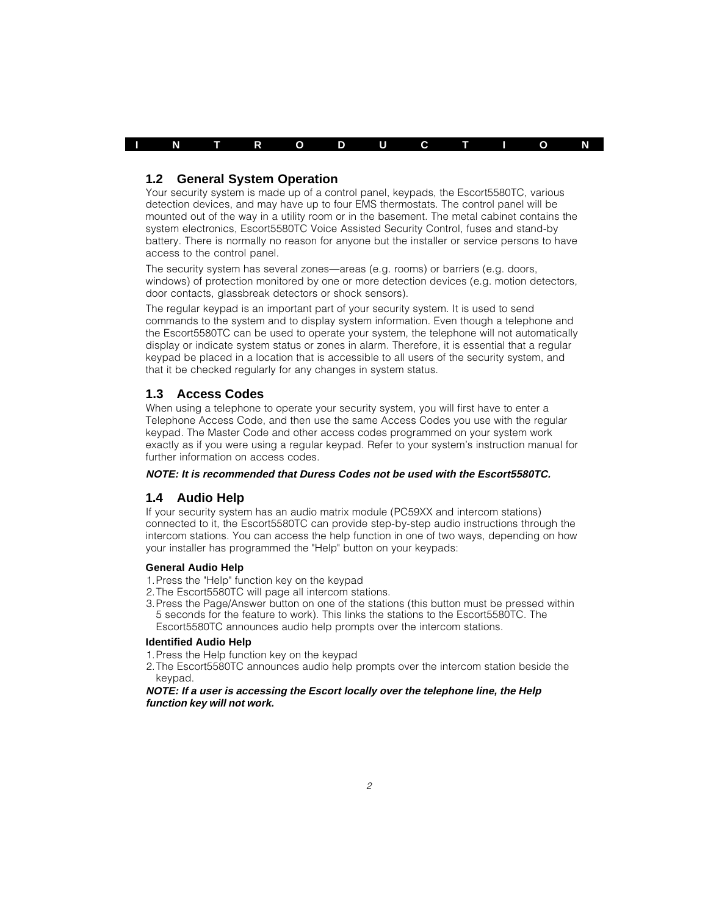## 1.2 General System Operation

Your security system is made up of a control panel, keypads, the Escort5580TC, various detection devices, and may have up to four EMS thermostats. The control panel will be mounted out of the way in a utility room or in the basement. The metal cabinet contains the system electronics, Escort5580TC Voice Assisted Security Control, fuses and stand-by battery. There is normally no reason for anyone but the installer or service persons to have access to the control panel.

The security system has several zones—areas (e.g. rooms) or barriers (e.g. doors, windows) of protection monitored by one or more detection devices (e.g. motion detectors, door contacts, glassbreak detectors or shock sensors).

The regular keypad is an important part of your security system. It is used to send commands to the system and to display system information. Even though a telephone and the Escort5580TC can be used to operate your system, the telephone will not automatically display or indicate system status or zones in alarm. Therefore, it is essential that a regular keypad be placed in a location that is accessible to all users of the security system, and that it be checked regularly for any changes in system status.

## 1.3 Access Codes

When using a telephone to operate your security system, you will first have to enter a Telephone Access Code, and then use the same Access Codes you use with the regular keypad. The Master Code and other access codes programmed on your system work exactly as if you were using a regular keypad. Refer to your system's instruction manual for further information on access codes.

***NOTE: It is recommended that Duress Codes not be used with the Escort5580TC.***

## 1.4 Audio Help

If your security system has an audio matrix module (PC59XX and intercom stations) connected to it, the Escort5580TC can provide step-by-step audio instructions through the intercom stations. You can access the help function in one of two ways, depending on how your installer has programmed the "Help" button on your keypads:

#### General Audio Help

1. Press the "Help" function key on the keypad
2. The Escort5580TC will page all intercom stations.
3. Press the Page/Answer button on one of the stations (this button must be pressed within 5 seconds for the feature to work). This links the stations to the Escort5580TC. The Escort5580TC announces audio help prompts over the intercom stations.

#### Identified Audio Help

1. Press the Help function key on the keypad
2. The Escort5580TC announces audio help prompts over the intercom station beside the keypad.

***NOTE: If a user is accessing the Escort locally over the telephone line, the Help function key will not work.***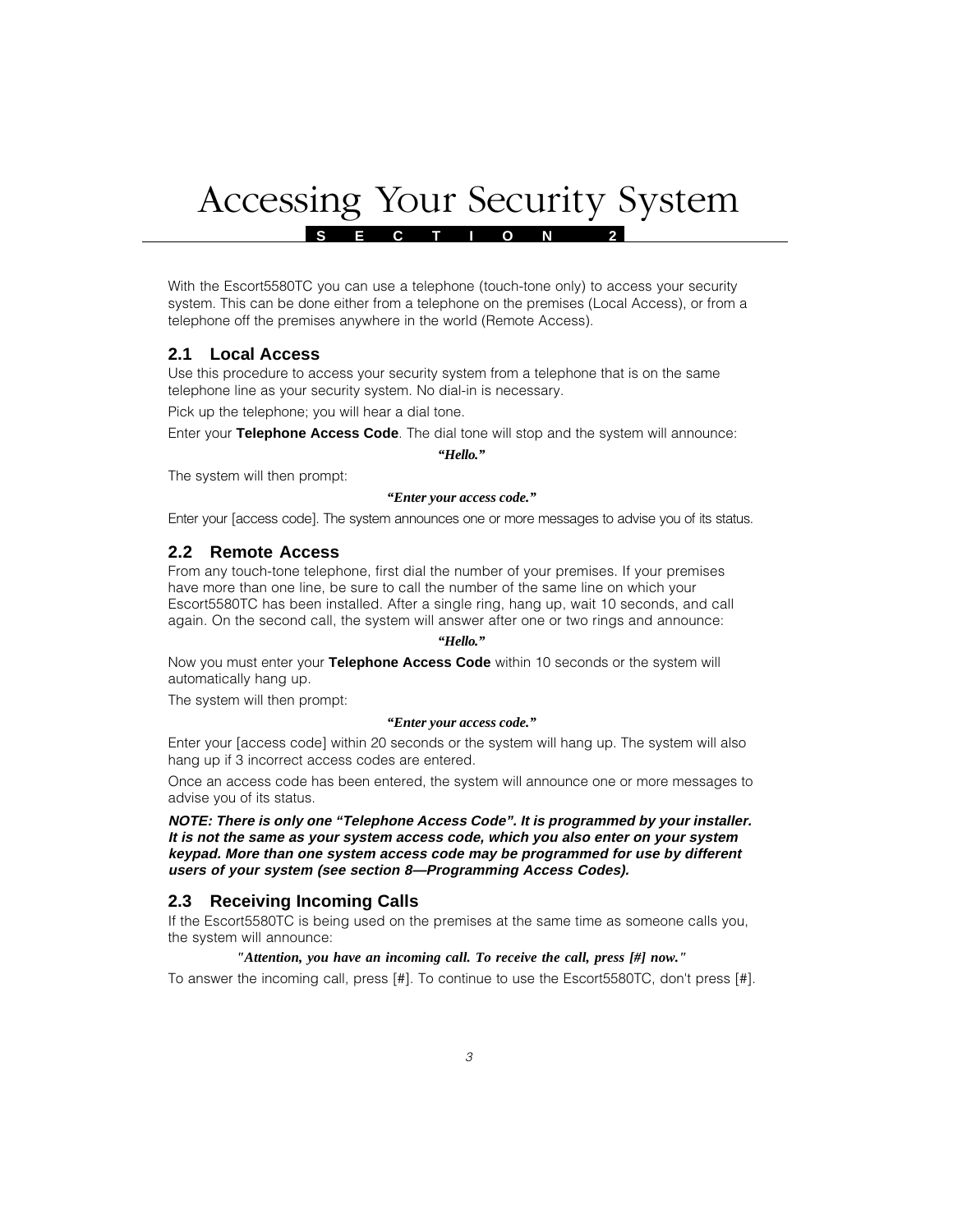# Accessing Your Security System

**SECTION 2**

With the Escort5580TC you can use a telephone (touch-tone only) to access your security system. This can be done either from a telephone on the premises (Local Access), or from a telephone off the premises anywhere in the world (Remote Access).

## 2.1 Local Access

Use this procedure to access your security system from a telephone that is on the same telephone line as your security system. No dial-in is necessary.

Pick up the telephone; you will hear a dial tone.

Enter your **Telephone Access Code**. The dial tone will stop and the system will announce:

***"Hello."***

The system will then prompt:

***"Enter your access code."***

Enter your [access code]. The system announces one or more messages to advise you of its status.

## 2.2 Remote Access

From any touch-tone telephone, first dial the number of your premises. If your premises have more than one line, be sure to call the number of the same line on which your Escort5580TC has been installed. After a single ring, hang up, wait 10 seconds, and call again. On the second call, the system will answer after one or two rings and announce:

***"Hello."***

Now you must enter your **Telephone Access Code** within 10 seconds or the system will automatically hang up.

The system will then prompt:

***"Enter your access code."***

Enter your [access code] within 20 seconds or the system will hang up. The system will also hang up if 3 incorrect access codes are entered.

Once an access code has been entered, the system will announce one or more messages to advise you of its status.

***NOTE: There is only one "Telephone Access Code". It is programmed by your installer. It is not the same as your system access code, which you also enter on your system keypad. More than one system access code may be programmed for use by different users of your system (see section 8—Programming Access Codes).***

## 2.3 Receiving Incoming Calls

If the Escort5580TC is being used on the premises at the same time as someone calls you, the system will announce:

***"Attention, you have an incoming call. To receive the call, press [#] now."***

To answer the incoming call, press [#]. To continue to use the Escort5580TC, don't press [#].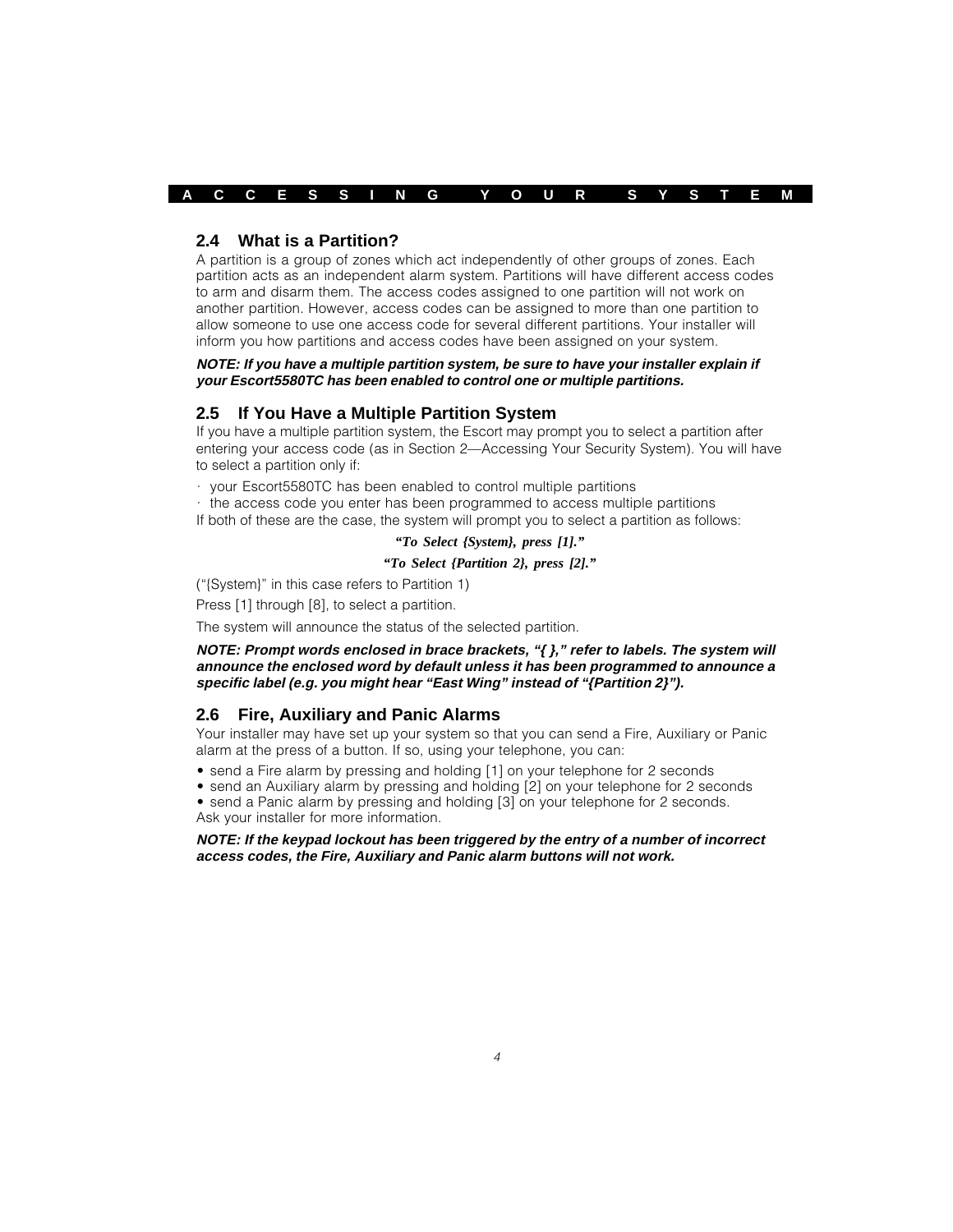## 2.4 What is a Partition?

A partition is a group of zones which act independently of other groups of zones. Each partition acts as an independent alarm system. Partitions will have different access codes to arm and disarm them. The access codes assigned to one partition will not work on another partition. However, access codes can be assigned to more than one partition to allow someone to use one access code for several different partitions. Your installer will inform you how partitions and access codes have been assigned on your system.

***NOTE: If you have a multiple partition system, be sure to have your installer explain if your Escort5580TC has been enabled to control one or multiple partitions.***

## 2.5 If You Have a Multiple Partition System

If you have a multiple partition system, the Escort may prompt you to select a partition after entering your access code (as in Section 2—Accessing Your Security System). You will have to select a partition only if:

- your Escort5580TC has been enabled to control multiple partitions
- the access code you enter has been programmed to access multiple partitions

If both of these are the case, the system will prompt you to select a partition as follows:

***"To Select {System}, press [1]."***

***"To Select {Partition 2}, press [2]."***

("{System}" in this case refers to Partition 1)

Press [1] through [8], to select a partition.

The system will announce the status of the selected partition.

***NOTE: Prompt words enclosed in brace brackets, "{ }," refer to labels. The system will announce the enclosed word by default unless it has been programmed to announce a specific label (e.g. you might hear "East Wing" instead of "{Partition 2}").***

## 2.6 Fire, Auxiliary and Panic Alarms

Your installer may have set up your system so that you can send a Fire, Auxiliary or Panic alarm at the press of a button. If so, using your telephone, you can:

- send a Fire alarm by pressing and holding [1] on your telephone for 2 seconds
- send an Auxiliary alarm by pressing and holding [2] on your telephone for 2 seconds
- send a Panic alarm by pressing and holding [3] on your telephone for 2 seconds.

Ask your installer for more information.

***NOTE: If the keypad lockout has been triggered by the entry of a number of incorrect access codes, the Fire, Auxiliary and Panic alarm buttons will not work.***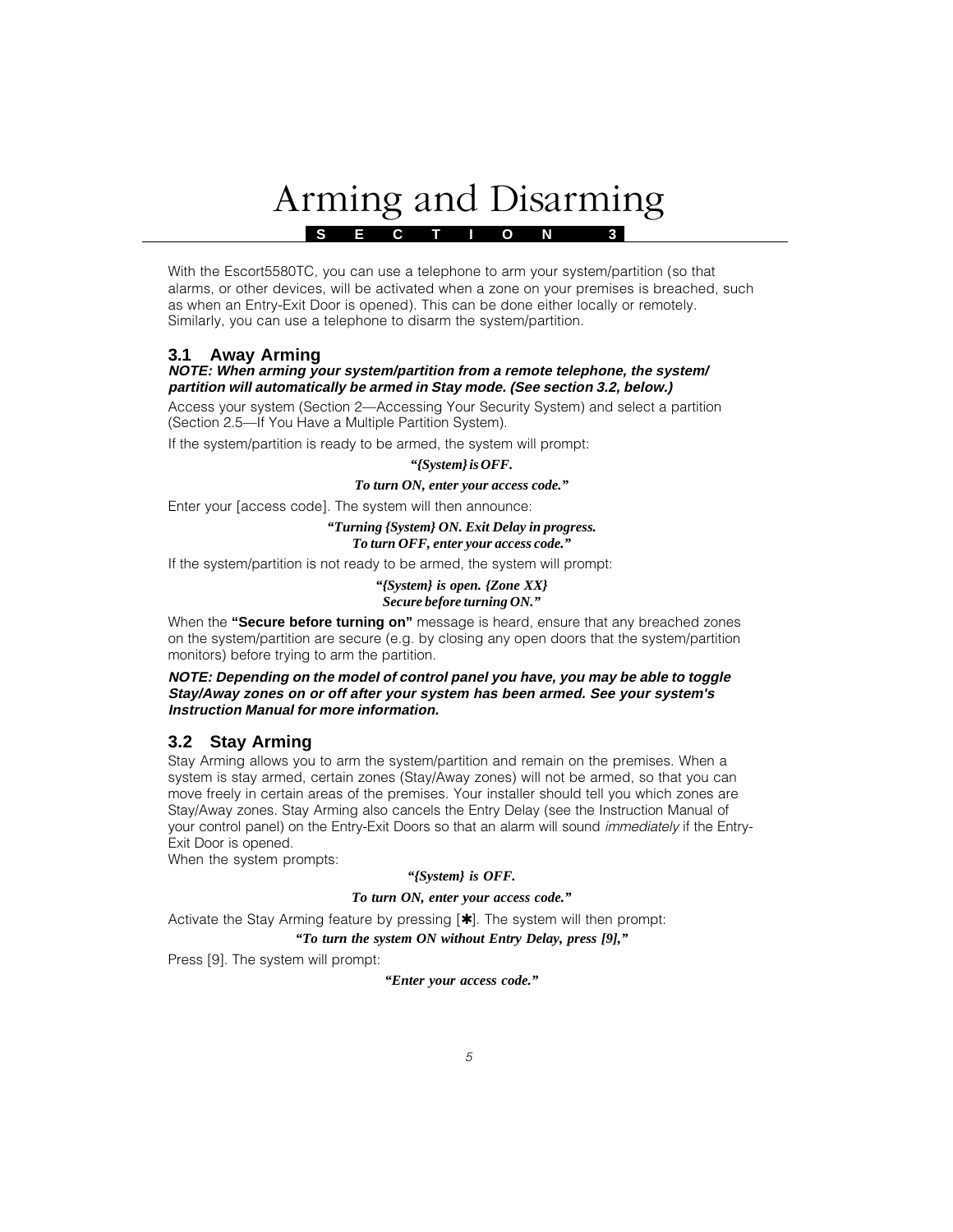# Arming and Disarming

**SECTION 3**

With the Escort5580TC, you can use a telephone to arm your system/partition (so that alarms, or other devices, will be activated when a zone on your premises is breached, such as when an Entry-Exit Door is opened). This can be done either locally or remotely. Similarly, you can use a telephone to disarm the system/partition.

## 3.1 Away Arming

***NOTE: When arming your system/partition from a remote telephone, the system/ partition will automatically be armed in Stay mode. (See section 3.2, below.)***

Access your system (Section 2—Accessing Your Security System) and select a partition (Section 2.5—If You Have a Multiple Partition System).

If the system/partition is ready to be armed, the system will prompt:

***"{System} is OFF.***

***To turn ON, enter your access code."***

Enter your [access code]. The system will then announce:

***"Turning {System} ON. Exit Delay in progress.***
***To turn OFF, enter your access code."***

If the system/partition is not ready to be armed, the system will prompt:

***"{System} is open. {Zone XX}***
***Secure before turning ON."***

When the **"Secure before turning on"** message is heard, ensure that any breached zones on the system/partition are secure (e.g. by closing any open doors that the system/partition monitors) before trying to arm the partition.

***NOTE: Depending on the model of control panel you have, you may be able to toggle Stay/Away zones on or off after your system has been armed. See your system's Instruction Manual for more information.***

## 3.2 Stay Arming

Stay Arming allows you to arm the system/partition and remain on the premises. When a system is stay armed, certain zones (Stay/Away zones) will not be armed, so that you can move freely in certain areas of the premises. Your installer should tell you which zones are Stay/Away zones. Stay Arming also cancels the Entry Delay (see the Instruction Manual of your control panel) on the Entry-Exit Doors so that an alarm will sound *immediately* if the Entry-Exit Door is opened.
When the system prompts:

***"{System} is OFF.***

***To turn ON, enter your access code."***

Activate the Stay Arming feature by pressing [✱]. The system will then prompt:

***"To turn the system ON without Entry Delay, press [9],"***

Press [9]. The system will prompt:

***"Enter your access code."***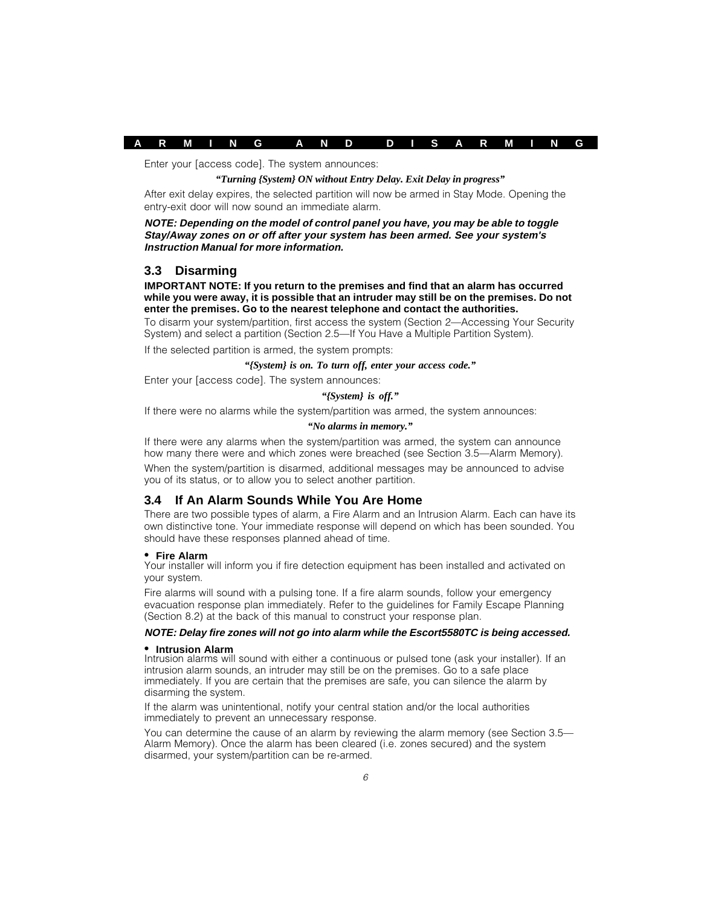Enter your [access code]. The system announces:

***"Turning {System} ON without Entry Delay. Exit Delay in progress"***

After exit delay expires, the selected partition will now be armed in Stay Mode. Opening the entry-exit door will now sound an immediate alarm.

***NOTE: Depending on the model of control panel you have, you may be able to toggle Stay/Away zones on or off after your system has been armed. See your system's Instruction Manual for more information.***

## 3.3 Disarming

**IMPORTANT NOTE: If you return to the premises and find that an alarm has occurred while you were away, it is possible that an intruder may still be on the premises. Do not enter the premises. Go to the nearest telephone and contact the authorities.**

To disarm your system/partition, first access the system (Section 2—Accessing Your Security System) and select a partition (Section 2.5—If You Have a Multiple Partition System).

If the selected partition is armed, the system prompts:

***"{System} is on. To turn off, enter your access code."***

Enter your [access code]. The system announces:

***"{System} is off."***

If there were no alarms while the system/partition was armed, the system announces:

***"No alarms in memory."***

If there were any alarms when the system/partition was armed, the system can announce how many there were and which zones were breached (see Section 3.5—Alarm Memory).

When the system/partition is disarmed, additional messages may be announced to advise you of its status, or to allow you to select another partition.

## 3.4 If An Alarm Sounds While You Are Home

There are two possible types of alarm, a Fire Alarm and an Intrusion Alarm. Each can have its own distinctive tone. Your immediate response will depend on which has been sounded. You should have these responses planned ahead of time.

- **Fire Alarm**

Your installer will inform you if fire detection equipment has been installed and activated on your system.

Fire alarms will sound with a pulsing tone. If a fire alarm sounds, follow your emergency evacuation response plan immediately. Refer to the guidelines for Family Escape Planning (Section 8.2) at the back of this manual to construct your response plan.

***NOTE: Delay fire zones will not go into alarm while the Escort5580TC is being accessed.***

- **Intrusion Alarm**

Intrusion alarms will sound with either a continuous or pulsed tone (ask your installer). If an intrusion alarm sounds, an intruder may still be on the premises. Go to a safe place immediately. If you are certain that the premises are safe, you can silence the alarm by disarming the system.

If the alarm was unintentional, notify your central station and/or the local authorities immediately to prevent an unnecessary response.

You can determine the cause of an alarm by reviewing the alarm memory (see Section 3.5—Alarm Memory). Once the alarm has been cleared (i.e. zones secured) and the system disarmed, your system/partition can be re-armed.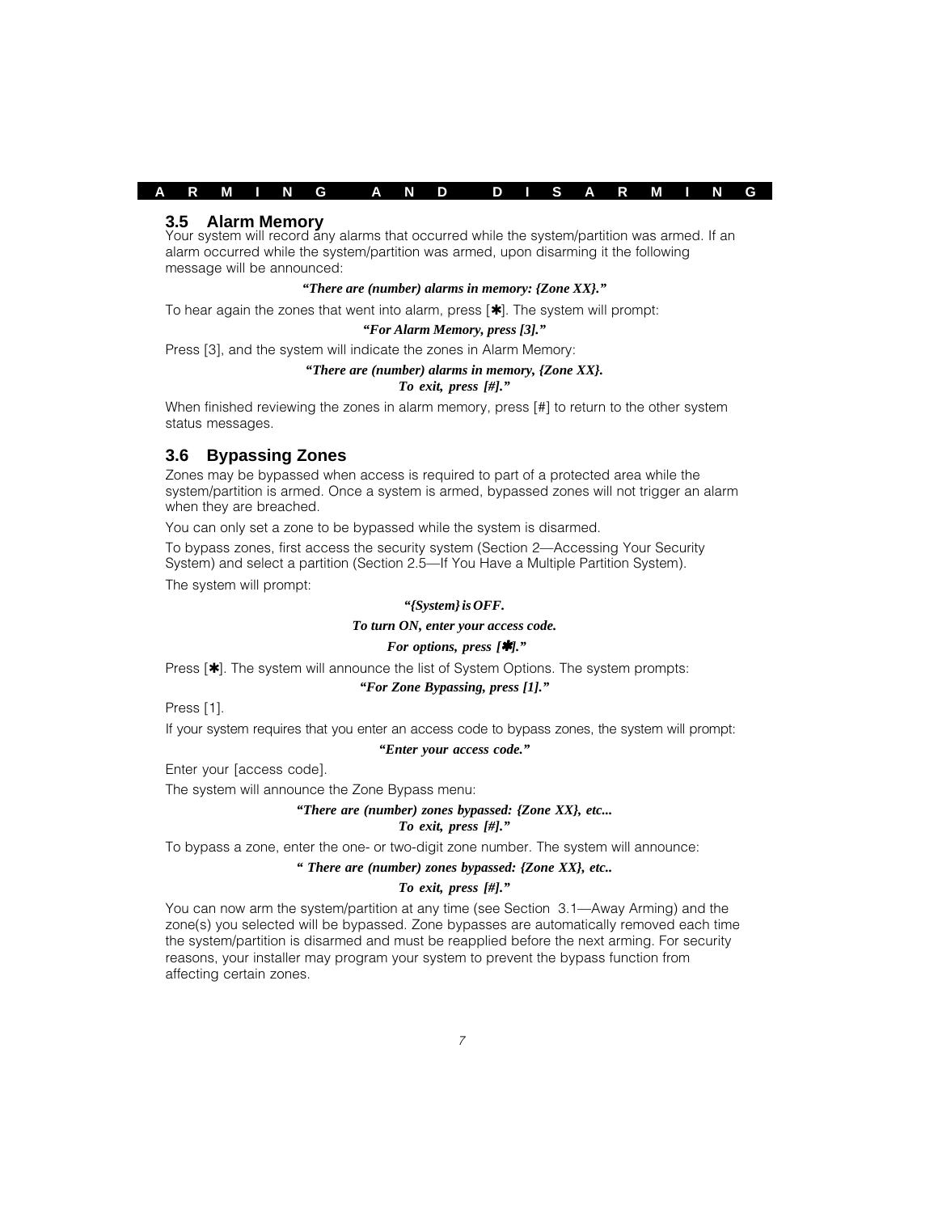## 3.5 Alarm Memory

Your system will record any alarms that occurred while the system/partition was armed. If an alarm occurred while the system/partition was armed, upon disarming it the following message will be announced:

***"There are (number) alarms in memory: {Zone XX}."***

To hear again the zones that went into alarm, press [✱]. The system will prompt:

***"For Alarm Memory, press [3]."***

Press [3], and the system will indicate the zones in Alarm Memory:

***"There are (number) alarms in memory, {Zone XX}.***
***To exit, press [#]."***

When finished reviewing the zones in alarm memory, press [#] to return to the other system status messages.

## 3.6 Bypassing Zones

Zones may be bypassed when access is required to part of a protected area while the system/partition is armed. Once a system is armed, bypassed zones will not trigger an alarm when they are breached.

You can only set a zone to be bypassed while the system is disarmed.

To bypass zones, first access the security system (Section 2—Accessing Your Security System) and select a partition (Section 2.5—If You Have a Multiple Partition System).

The system will prompt:

***"{System} is OFF.***

***To turn ON, enter your access code.***

***For options, press [✱]."***

Press [✱]. The system will announce the list of System Options. The system prompts:

***"For Zone Bypassing, press [1]."***

Press [1].

If your system requires that you enter an access code to bypass zones, the system will prompt:

***"Enter your access code."***

Enter your [access code].

The system will announce the Zone Bypass menu:

***"There are (number) zones bypassed: {Zone XX}, etc...***
***To exit, press [#]."***

To bypass a zone, enter the one- or two-digit zone number. The system will announce:

***" There are (number) zones bypassed: {Zone XX}, etc..***

***To exit, press [#]."***

You can now arm the system/partition at any time (see Section 3.1—Away Arming) and the zone(s) you selected will be bypassed. Zone bypasses are automatically removed each time the system/partition is disarmed and must be reapplied before the next arming. For security reasons, your installer may program your system to prevent the bypass function from affecting certain zones.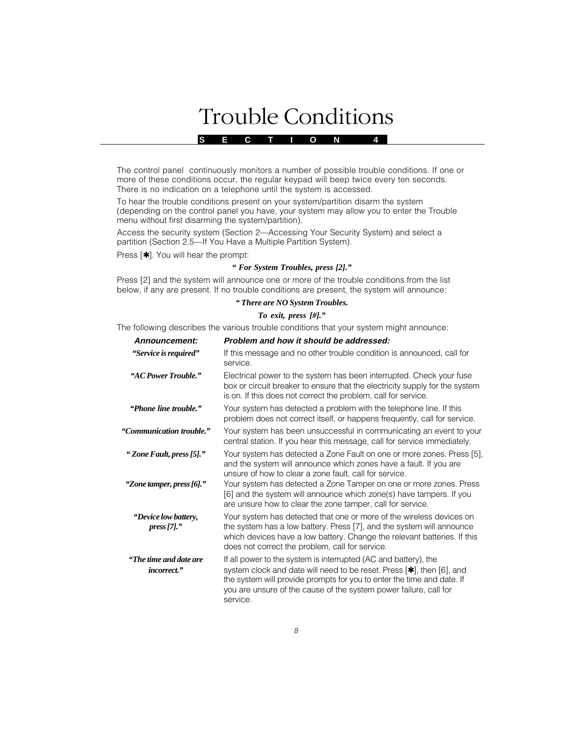# Trouble Conditions

**SECTION 4**

The control panel continuously monitors a number of possible trouble conditions. If one or more of these conditions occur, the regular keypad will beep twice every ten seconds. There is no indication on a telephone until the system is accessed.

To hear the trouble conditions present on your system/partition disarm the system (depending on the control panel you have, your system may allow you to enter the Trouble menu without first disarming the system/partition).

Access the security system (Section 2—Accessing Your Security System) and select a partition (Section 2.5—If You Have a Multiple Partition System).

Press [✱]. You will hear the prompt:

***" For System Troubles, press [2]."***

Press [2] and the system will announce one or more of the trouble conditions from the list below, if any are present. If no trouble conditions are present, the system will announce:

***" There are NO System Troubles.***
***To exit, press [#]."***

The following describes the various trouble conditions that your system might announce:

| ***Announcement:*** | ***Problem and how it should be addressed:*** |
|---|---|
| ***"Service is required"*** | If this message and no other trouble condition is announced, call for service. |
| ***"AC Power Trouble."*** | Electrical power to the system has been interrupted. Check your fuse box or circuit breaker to ensure that the electricity supply for the system is on. If this does not correct the problem, call for service. |
| ***"Phone line trouble."*** | Your system has detected a problem with the telephone line. If this problem does not correct itself, or happens frequently, call for service. |
| ***"Communication trouble."*** | Your system has been unsuccessful in communicating an event to your central station. If you hear this message, call for service immediately. |
| ***" Zone Fault, press [5]."*** | Your system has detected a Zone Fault on one or more zones. Press [5], and the system will announce which zones have a fault. If you are unsure of how to clear a zone fault, call for service. |
| ***"Zone tamper, press [6]."*** | Your system has detected a Zone Tamper on one or more zones. Press [6] and the system will announce which zone(s) have tampers. If you are unsure how to clear the zone tamper, call for service. |
| ***"Device low battery, press [7]."*** | Your system has detected that one or more of the wireless devices on the system has a low battery. Press [7], and the system will announce which devices have a low battery. Change the relevant batteries. If this does not correct the problem, call for service. |
| ***"The time and date are incorrect."*** | If all power to the system is interrupted (AC and battery), the system clock and date will need to be reset. Press [✱], then [6], and the system will provide prompts for you to enter the time and date. If you are unsure of the cause of the system power failure, call for service. |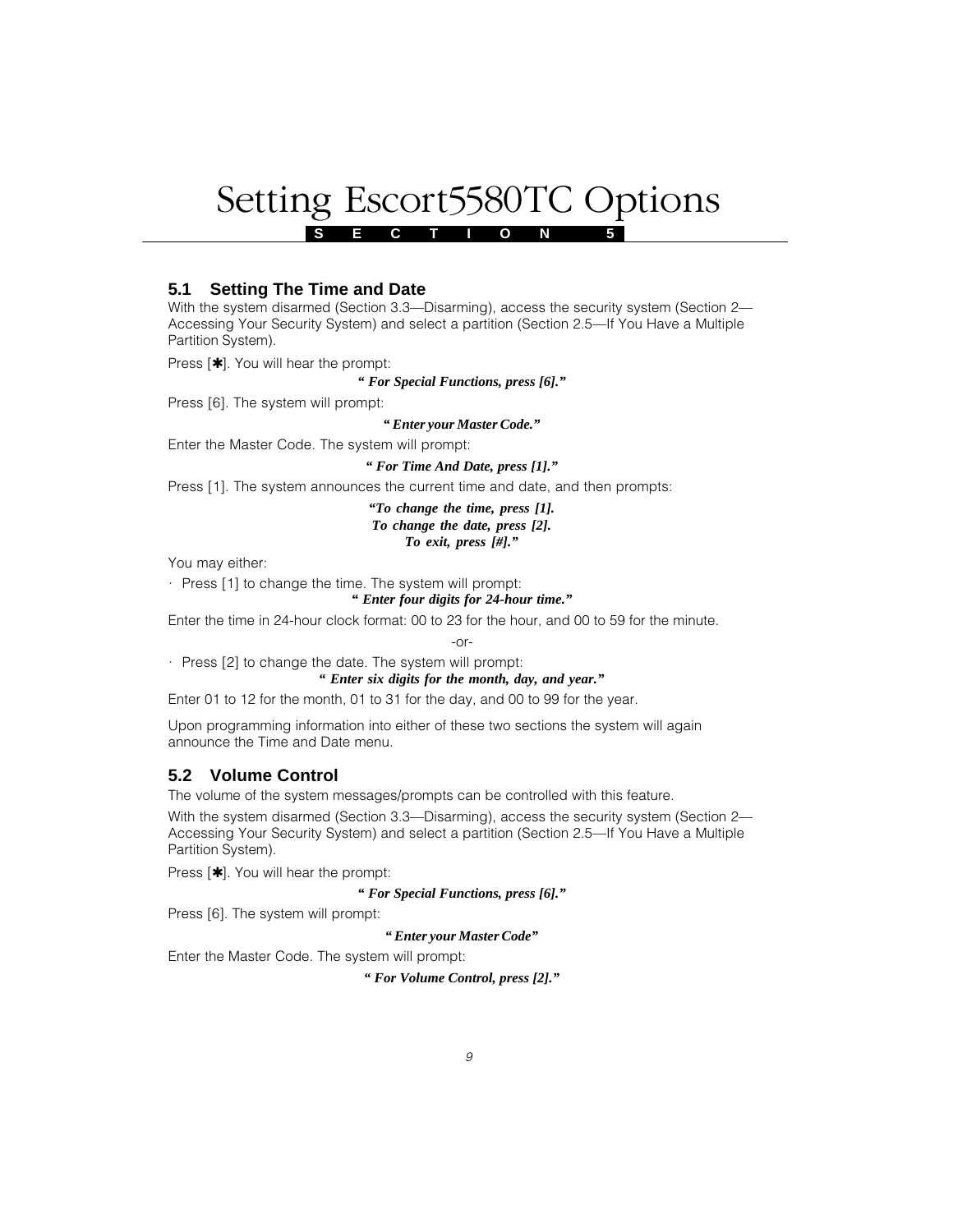# Setting Escort5580TC Options

**SECTION 5**

## 5.1 Setting The Time and Date

With the system disarmed (Section 3.3—Disarming), access the security system (Section 2—Accessing Your Security System) and select a partition (Section 2.5—If You Have a Multiple Partition System).

Press [✱]. You will hear the prompt:

***" For Special Functions, press [6]."***

Press [6]. The system will prompt:

***" Enter your Master Code."***

Enter the Master Code. The system will prompt:

***" For Time And Date, press [1]."***

Press [1]. The system announces the current time and date, and then prompts:

***"To change the time, press [1].***
***To change the date, press [2].***
***To exit, press [#]."***

You may either:

· Press [1] to change the time. The system will prompt:

***" Enter four digits for 24-hour time."***

Enter the time in 24-hour clock format: 00 to 23 for the hour, and 00 to 59 for the minute.

-or-

· Press [2] to change the date. The system will prompt:

***" Enter six digits for the month, day, and year."***

Enter 01 to 12 for the month, 01 to 31 for the day, and 00 to 99 for the year.

Upon programming information into either of these two sections the system will again announce the Time and Date menu.

## 5.2 Volume Control

The volume of the system messages/prompts can be controlled with this feature.

With the system disarmed (Section 3.3—Disarming), access the security system (Section 2—Accessing Your Security System) and select a partition (Section 2.5—If You Have a Multiple Partition System).

Press [✱]. You will hear the prompt:

***" For Special Functions, press [6]."***

Press [6]. The system will prompt:

***" Enter your Master Code"***

Enter the Master Code. The system will prompt:

***" For Volume Control, press [2]."***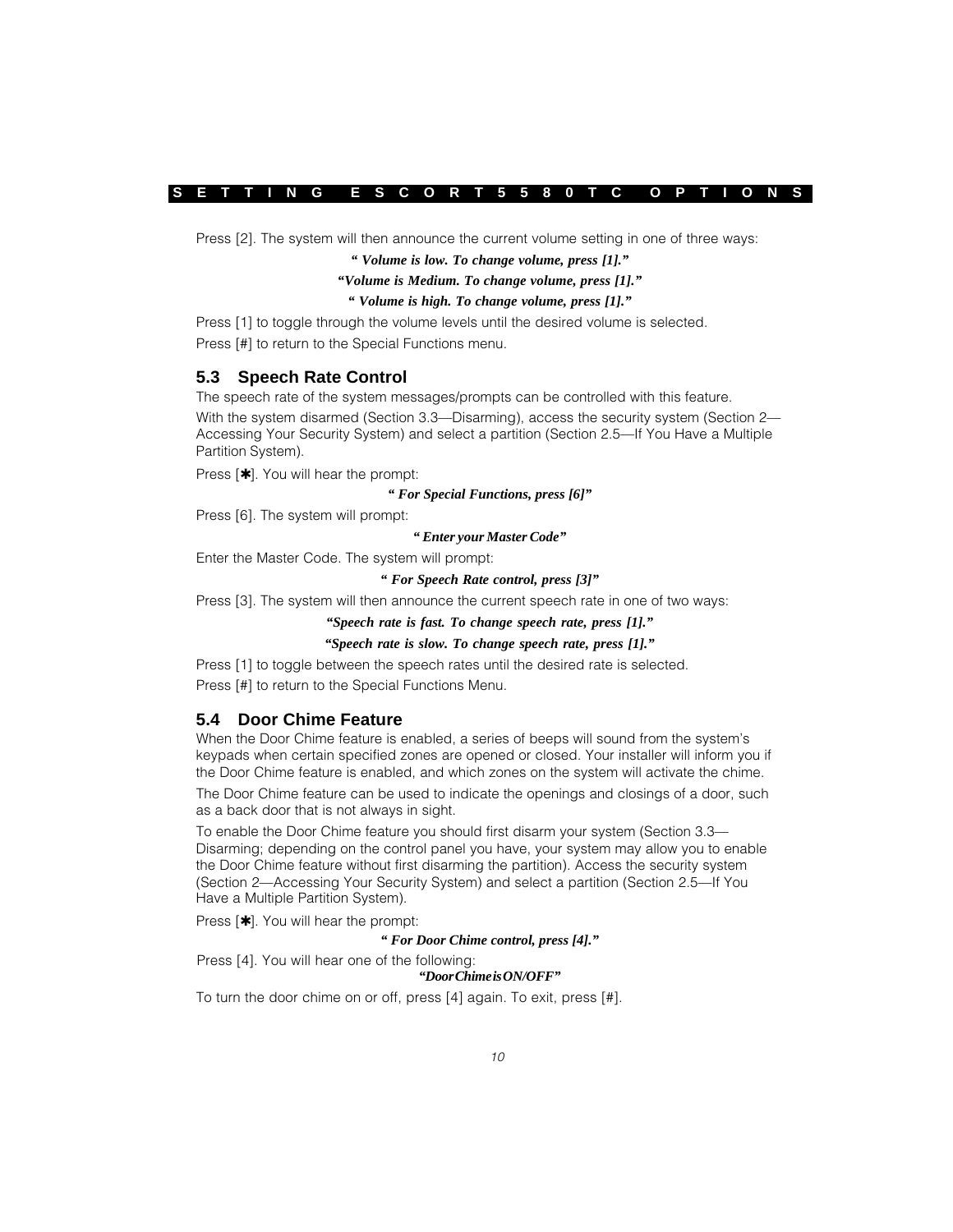Press [2]. The system will then announce the current volume setting in one of three ways:

*" Volume is low. To change volume, press [1]."*

*"Volume is Medium. To change volume, press [1]."*

*" Volume is high. To change volume, press [1]."*

Press [1] to toggle through the volume levels until the desired volume is selected.

Press [#] to return to the Special Functions menu.

## 5.3 Speech Rate Control

The speech rate of the system messages/prompts can be controlled with this feature.

With the system disarmed (Section 3.3—Disarming), access the security system (Section 2—Accessing Your Security System) and select a partition (Section 2.5—If You Have a Multiple Partition System).

Press [✱]. You will hear the prompt:

*" For Special Functions, press [6]"*

Press [6]. The system will prompt:

*" Enter your Master Code"*

Enter the Master Code. The system will prompt:

*" For Speech Rate control, press [3]"*

Press [3]. The system will then announce the current speech rate in one of two ways:

*"Speech rate is fast. To change speech rate, press [1]."*

*"Speech rate is slow. To change speech rate, press [1]."*

Press [1] to toggle between the speech rates until the desired rate is selected.

Press [#] to return to the Special Functions Menu.

## 5.4 Door Chime Feature

When the Door Chime feature is enabled, a series of beeps will sound from the system's keypads when certain specified zones are opened or closed. Your installer will inform you if the Door Chime feature is enabled, and which zones on the system will activate the chime.

The Door Chime feature can be used to indicate the openings and closings of a door, such as a back door that is not always in sight.

To enable the Door Chime feature you should first disarm your system (Section 3.3—Disarming; depending on the control panel you have, your system may allow you to enable the Door Chime feature without first disarming the partition). Access the security system (Section 2—Accessing Your Security System) and select a partition (Section 2.5—If You Have a Multiple Partition System).

Press [✱]. You will hear the prompt:

*" For Door Chime control, press [4]."*

Press [4]. You will hear one of the following:

*"Door Chime is ON/OFF"*

To turn the door chime on or off, press [4] again. To exit, press [#].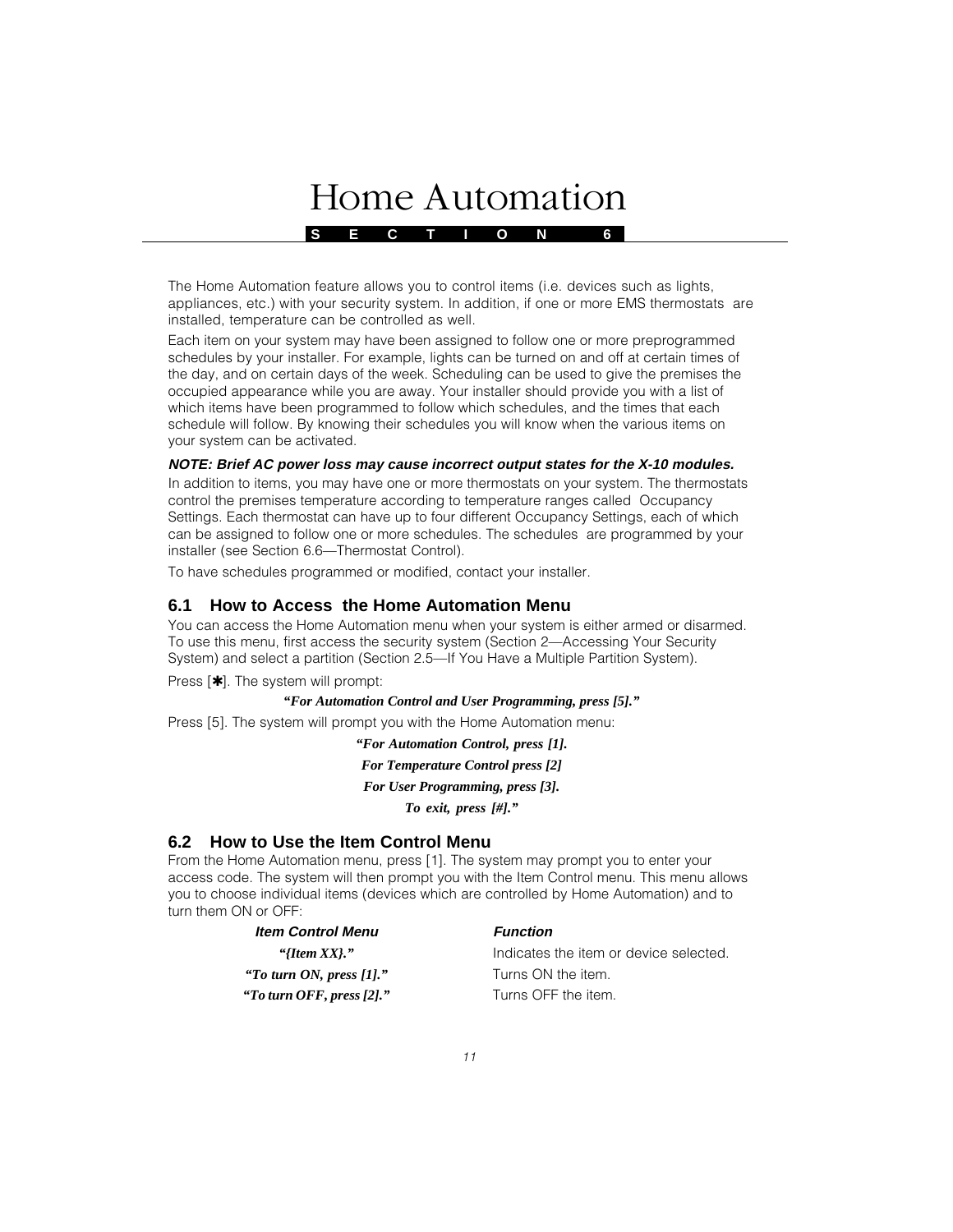# Home Automation

**SECTION 6**

The Home Automation feature allows you to control items (i.e. devices such as lights, appliances, etc.) with your security system. In addition, if one or more EMS thermostats are installed, temperature can be controlled as well.

Each item on your system may have been assigned to follow one or more preprogrammed schedules by your installer. For example, lights can be turned on and off at certain times of the day, and on certain days of the week. Scheduling can be used to give the premises the occupied appearance while you are away. Your installer should provide you with a list of which items have been programmed to follow which schedules, and the times that each schedule will follow. By knowing their schedules you will know when the various items on your system can be activated.

***NOTE: Brief AC power loss may cause incorrect output states for the X-10 modules.***

In addition to items, you may have one or more thermostats on your system. The thermostats control the premises temperature according to temperature ranges called Occupancy Settings. Each thermostat can have up to four different Occupancy Settings, each of which can be assigned to follow one or more schedules. The schedules are programmed by your installer (see Section 6.6—Thermostat Control).

To have schedules programmed or modified, contact your installer.

## 6.1 How to Access the Home Automation Menu

You can access the Home Automation menu when your system is either armed or disarmed. To use this menu, first access the security system (Section 2—Accessing Your Security System) and select a partition (Section 2.5—If You Have a Multiple Partition System).

Press [✱]. The system will prompt:

***"For Automation Control and User Programming, press [5]."***

Press [5]. The system will prompt you with the Home Automation menu:

***"For Automation Control, press [1].***
***For Temperature Control press [2]***
***For User Programming, press [3].***
***To exit, press [#]."***

## 6.2 How to Use the Item Control Menu

From the Home Automation menu, press [1]. The system may prompt you to enter your access code. The system will then prompt you with the Item Control menu. This menu allows you to choose individual items (devices which are controlled by Home Automation) and to turn them ON or OFF:

| *Item Control Menu* | *Function* |
|---|---|
| *"{Item XX}."* | Indicates the item or device selected. |
| *"To turn ON, press [1]."* | Turns ON the item. |
| *"To turn OFF, press [2]."* | Turns OFF the item. |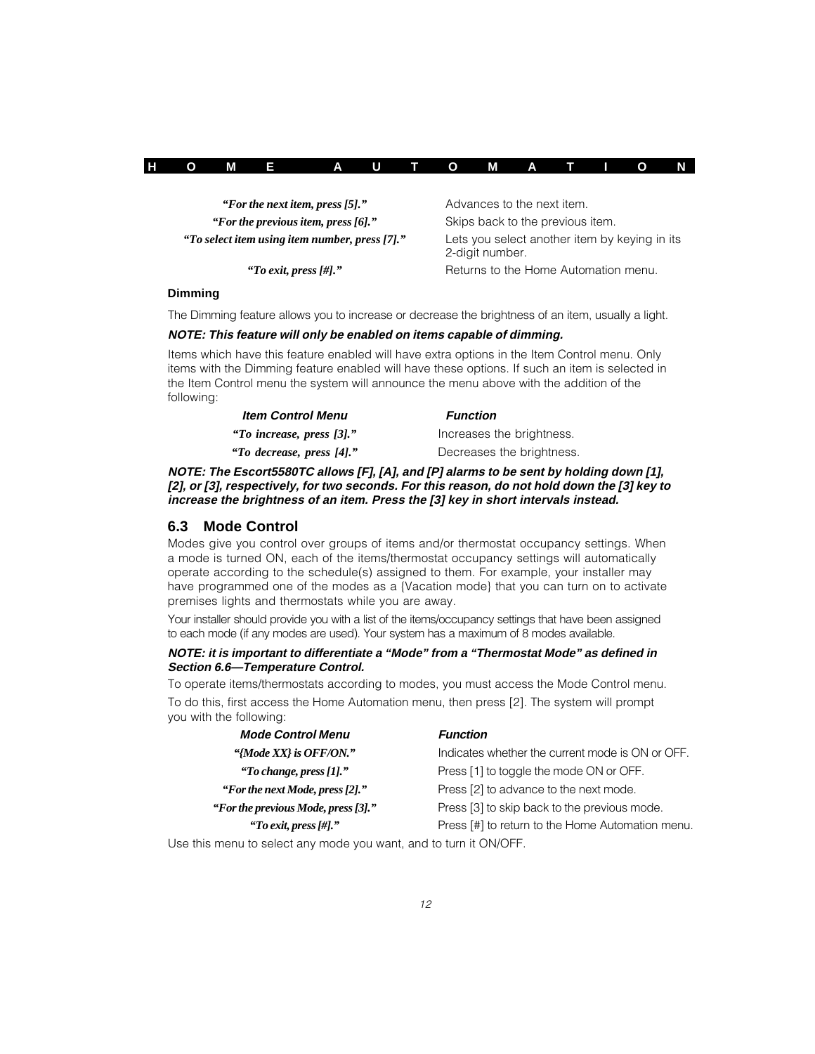| | |
|---|---|
| ***"For the next item, press [5]."*** | Advances to the next item. |
| ***"For the previous item, press [6]."*** | Skips back to the previous item. |
| ***"To select item using item number, press [7]."*** | Lets you select another item by keying in its 2-digit number. |
| ***"To exit, press [#]."*** | Returns to the Home Automation menu. |

**Dimming**

The Dimming feature allows you to increase or decrease the brightness of an item, usually a light.

***NOTE: This feature will only be enabled on items capable of dimming.***

Items which have this feature enabled will have extra options in the Item Control menu. Only items with the Dimming feature enabled will have these options. If such an item is selected in the Item Control menu the system will announce the menu above with the addition of the following:

| *Item Control Menu* | *Function* |
|---|---|
| ***"To increase, press [3]."*** | Increases the brightness. |
| ***"To decrease, press [4]."*** | Decreases the brightness. |

***NOTE: The Escort5580TC allows [F], [A], and [P] alarms to be sent by holding down [1], [2], or [3], respectively, for two seconds. For this reason, do not hold down the [3] key to increase the brightness of an item. Press the [3] key in short intervals instead.***

## 6.3 Mode Control

Modes give you control over groups of items and/or thermostat occupancy settings. When a mode is turned ON, each of the items/thermostat occupancy settings will automatically operate according to the schedule(s) assigned to them. For example, your installer may have programmed one of the modes as a {Vacation mode} that you can turn on to activate premises lights and thermostats while you are away.

Your installer should provide you with a list of the items/occupancy settings that have been assigned to each mode (if any modes are used). Your system has a maximum of 8 modes available.

***NOTE: it is important to differentiate a "Mode" from a "Thermostat Mode" as defined in Section 6.6—Temperature Control.***

To operate items/thermostats according to modes, you must access the Mode Control menu.

To do this, first access the Home Automation menu, then press [2]. The system will prompt you with the following:

| *Mode Control Menu* | *Function* |
|---|---|
| ***"{Mode XX} is OFF/ON."*** | Indicates whether the current mode is ON or OFF. |
| ***"To change, press [1]."*** | Press [1] to toggle the mode ON or OFF. |
| ***"For the next Mode, press [2]."*** | Press [2] to advance to the next mode. |
| ***"For the previous Mode, press [3]."*** | Press [3] to skip back to the previous mode. |
| ***"To exit, press [#]."*** | Press [#] to return to the Home Automation menu. |

Use this menu to select any mode you want, and to turn it ON/OFF.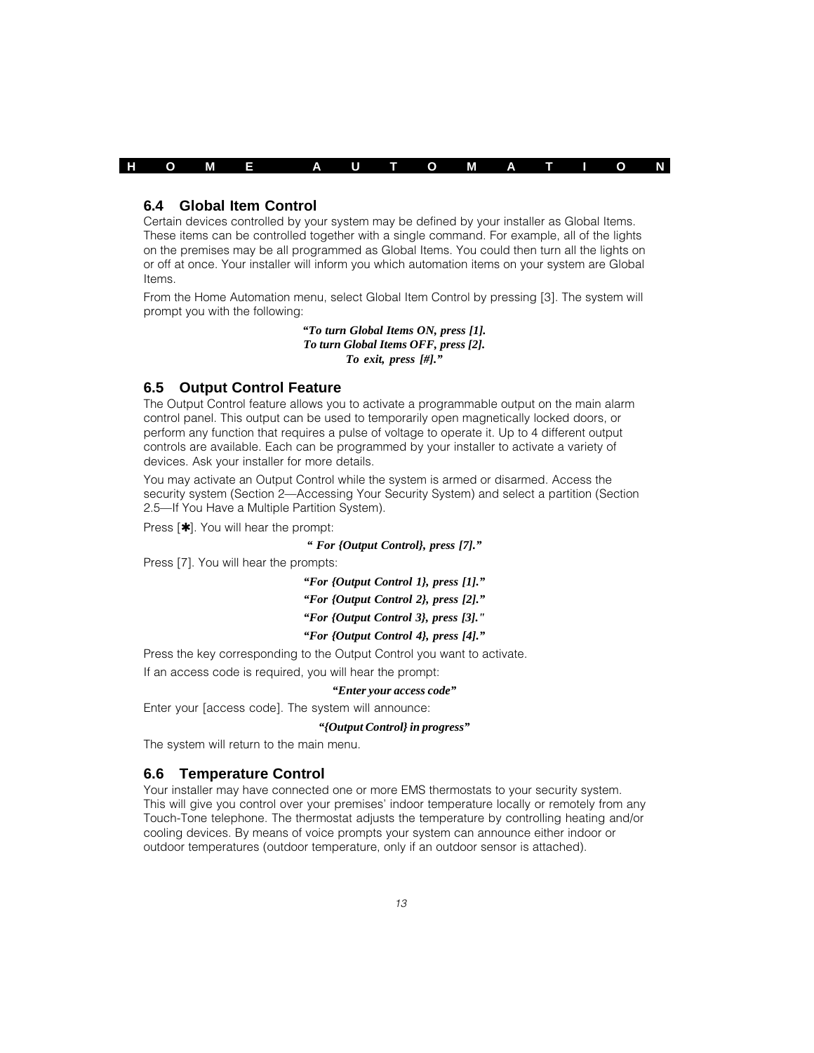## 6.4 Global Item Control

Certain devices controlled by your system may be defined by your installer as Global Items. These items can be controlled together with a single command. For example, all of the lights on the premises may be all programmed as Global Items. You could then turn all the lights on or off at once. Your installer will inform you which automation items on your system are Global Items.

From the Home Automation menu, select Global Item Control by pressing [3]. The system will prompt you with the following:

***"To turn Global Items ON, press [1].***
***To turn Global Items OFF, press [2].***
***To exit, press [#]."***

## 6.5 Output Control Feature

The Output Control feature allows you to activate a programmable output on the main alarm control panel. This output can be used to temporarily open magnetically locked doors, or perform any function that requires a pulse of voltage to operate it. Up to 4 different output controls are available. Each can be programmed by your installer to activate a variety of devices. Ask your installer for more details.

You may activate an Output Control while the system is armed or disarmed. Access the security system (Section 2—Accessing Your Security System) and select a partition (Section 2.5—If You Have a Multiple Partition System).

Press [✱]. You will hear the prompt:

***" For {Output Control}, press [7]."***

Press [7]. You will hear the prompts:

***"For {Output Control 1}, press [1]."***

***"For {Output Control 2}, press [2]."***

***"For {Output Control 3}, press [3]."***

***"For {Output Control 4}, press [4]."***

Press the key corresponding to the Output Control you want to activate.

If an access code is required, you will hear the prompt:

***"Enter your access code"***

Enter your [access code]. The system will announce:

***"{Output Control} in progress"***

The system will return to the main menu.

## 6.6 Temperature Control

Your installer may have connected one or more EMS thermostats to your security system. This will give you control over your premises' indoor temperature locally or remotely from any Touch-Tone telephone. The thermostat adjusts the temperature by controlling heating and/or cooling devices. By means of voice prompts your system can announce either indoor or outdoor temperatures (outdoor temperature, only if an outdoor sensor is attached).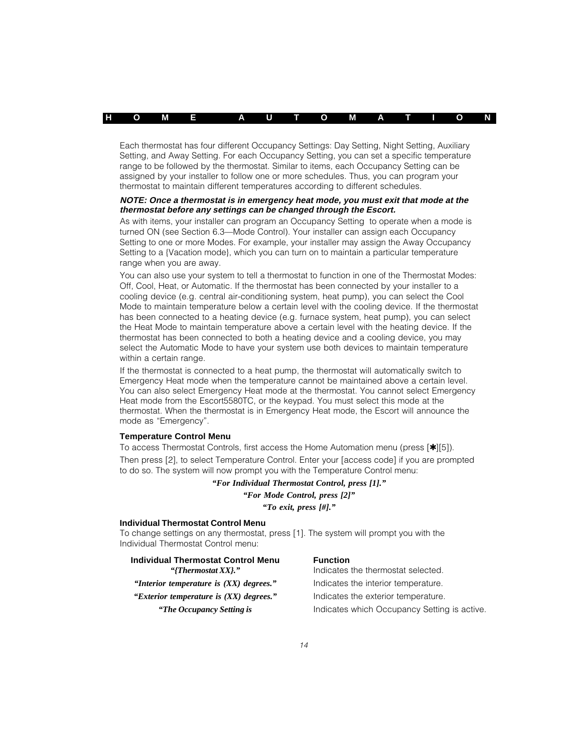Each thermostat has four different Occupancy Settings: Day Setting, Night Setting, Auxiliary Setting, and Away Setting. For each Occupancy Setting, you can set a specific temperature range to be followed by the thermostat. Similar to items, each Occupancy Setting can be assigned by your installer to follow one or more schedules. Thus, you can program your thermostat to maintain different temperatures according to different schedules.

***NOTE: Once a thermostat is in emergency heat mode, you must exit that mode at the thermostat before any settings can be changed through the Escort.***

As with items, your installer can program an Occupancy Setting to operate when a mode is turned ON (see Section 6.3—Mode Control). Your installer can assign each Occupancy Setting to one or more Modes. For example, your installer may assign the Away Occupancy Setting to a {Vacation mode}, which you can turn on to maintain a particular temperature range when you are away.

You can also use your system to tell a thermostat to function in one of the Thermostat Modes: Off, Cool, Heat, or Automatic. If the thermostat has been connected by your installer to a cooling device (e.g. central air-conditioning system, heat pump), you can select the Cool Mode to maintain temperature below a certain level with the cooling device. If the thermostat has been connected to a heating device (e.g. furnace system, heat pump), you can select the Heat Mode to maintain temperature above a certain level with the heating device. If the thermostat has been connected to both a heating device and a cooling device, you may select the Automatic Mode to have your system use both devices to maintain temperature within a certain range.

If the thermostat is connected to a heat pump, the thermostat will automatically switch to Emergency Heat mode when the temperature cannot be maintained above a certain level. You can also select Emergency Heat mode at the thermostat. You cannot select Emergency Heat mode from the Escort5580TC, or the keypad. You must select this mode at the thermostat. When the thermostat is in Emergency Heat mode, the Escort will announce the mode as "Emergency".

### Temperature Control Menu

To access Thermostat Controls, first access the Home Automation menu (press [✱][5]).

Then press [2], to select Temperature Control. Enter your [access code] if you are prompted to do so. The system will now prompt you with the Temperature Control menu:

***"For Individual Thermostat Control, press [1]."***

***"For Mode Control, press [2]"***

***"To exit, press [#]."***

### Individual Thermostat Control Menu

To change settings on any thermostat, press [1]. The system will prompt you with the Individual Thermostat Control menu:

| Individual Thermostat Control Menu | Function |
|---|---|
| ***"{Thermostat XX}."*** | Indicates the thermostat selected. |
| ***"Interior temperature is (XX) degrees."*** | Indicates the interior temperature. |
| ***"Exterior temperature is (XX) degrees."*** | Indicates the exterior temperature. |
| ***"The Occupancy Setting is*** | Indicates which Occupancy Setting is active. |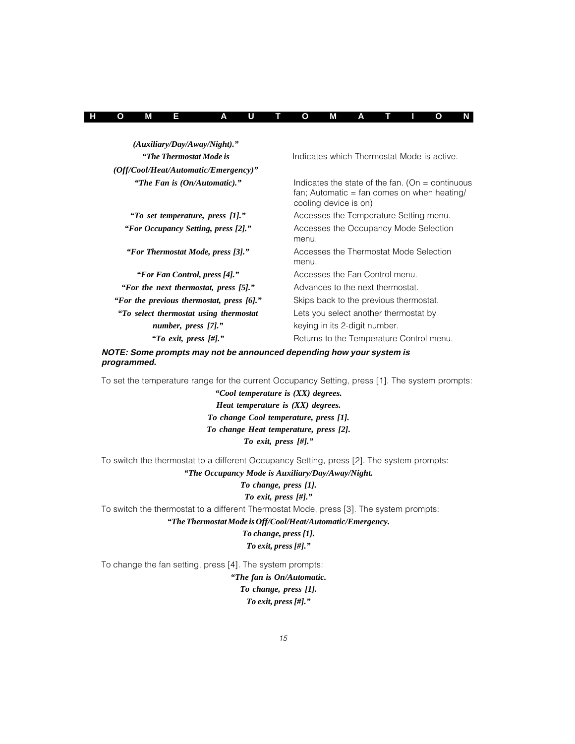| | |
|---|---|
| ***(Auxiliary/Day/Away/Night)."*** | |
| ***"The Thermostat Mode is (Off/Cool/Heat/Automatic/Emergency)"*** | Indicates which Thermostat Mode is active. |
| ***"The Fan is (On/Automatic)."*** | Indicates the state of the fan. (On = continuous fan; Automatic = fan comes on when heating/ cooling device is on) |
| ***"To set temperature, press [1]."*** | Accesses the Temperature Setting menu. |
| ***"For Occupancy Setting, press [2]."*** | Accesses the Occupancy Mode Selection menu. |
| ***"For Thermostat Mode, press [3]."*** | Accesses the Thermostat Mode Selection menu. |
| ***"For Fan Control, press [4]."*** | Accesses the Fan Control menu. |
| ***"For the next thermostat, press [5]."*** | Advances to the next thermostat. |
| ***"For the previous thermostat, press [6]."*** | Skips back to the previous thermostat. |
| ***"To select thermostat using thermostat number, press [7]."*** | Lets you select another thermostat by keying in its 2-digit number. |
| ***"To exit, press [#]."*** | Returns to the Temperature Control menu. |

***NOTE: Some prompts may not be announced depending how your system is programmed.***

To set the temperature range for the current Occupancy Setting, press [1]. The system prompts:

***"Cool temperature is (XX) degrees.***
***Heat temperature is (XX) degrees.***
***To change Cool temperature, press [1].***
***To change Heat temperature, press [2].***
***To exit, press [#]."***

To switch the thermostat to a different Occupancy Setting, press [2]. The system prompts:

***"The Occupancy Mode is Auxiliary/Day/Away/Night.***
***To change, press [1].***
***To exit, press [#]."***

To switch the thermostat to a different Thermostat Mode, press [3]. The system prompts:

***"The Thermostat Mode is Off/Cool/Heat/Automatic/Emergency.***
***To change, press [1].***
***To exit, press [#]."***

To change the fan setting, press [4]. The system prompts:

***"The fan is On/Automatic.***
***To change, press [1].***
***To exit, press [#]."***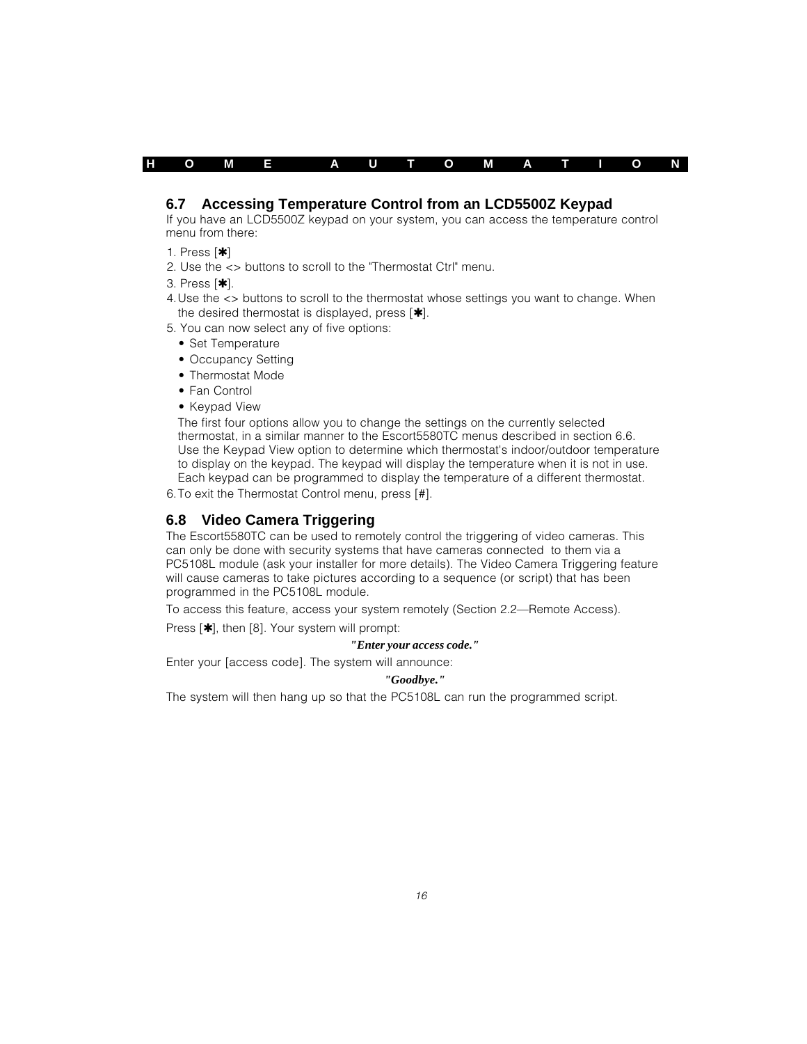## 6.7 Accessing Temperature Control from an LCD5500Z Keypad

If you have an LCD5500Z keypad on your system, you can access the temperature control menu from there:

1. Press [✱]
2. Use the <> buttons to scroll to the "Thermostat Ctrl" menu.
3. Press [✱].
4. Use the <> buttons to scroll to the thermostat whose settings you want to change. When the desired thermostat is displayed, press [✱].
5. You can now select any of five options:
   - Set Temperature
   - Occupancy Setting
   - Thermostat Mode
   - Fan Control
   - Keypad View

   The first four options allow you to change the settings on the currently selected thermostat, in a similar manner to the Escort5580TC menus described in section 6.6. Use the Keypad View option to determine which thermostat's indoor/outdoor temperature to display on the keypad. The keypad will display the temperature when it is not in use. Each keypad can be programmed to display the temperature of a different thermostat.
6. To exit the Thermostat Control menu, press [#].

## 6.8 Video Camera Triggering

The Escort5580TC can be used to remotely control the triggering of video cameras. This can only be done with security systems that have cameras connected to them via a PC5108L module (ask your installer for more details). The Video Camera Triggering feature will cause cameras to take pictures according to a sequence (or script) that has been programmed in the PC5108L module.

To access this feature, access your system remotely (Section 2.2—Remote Access).

Press [✱], then [8]. Your system will prompt:

***"Enter your access code."***

Enter your [access code]. The system will announce:

***"Goodbye."***

The system will then hang up so that the PC5108L can run the programmed script.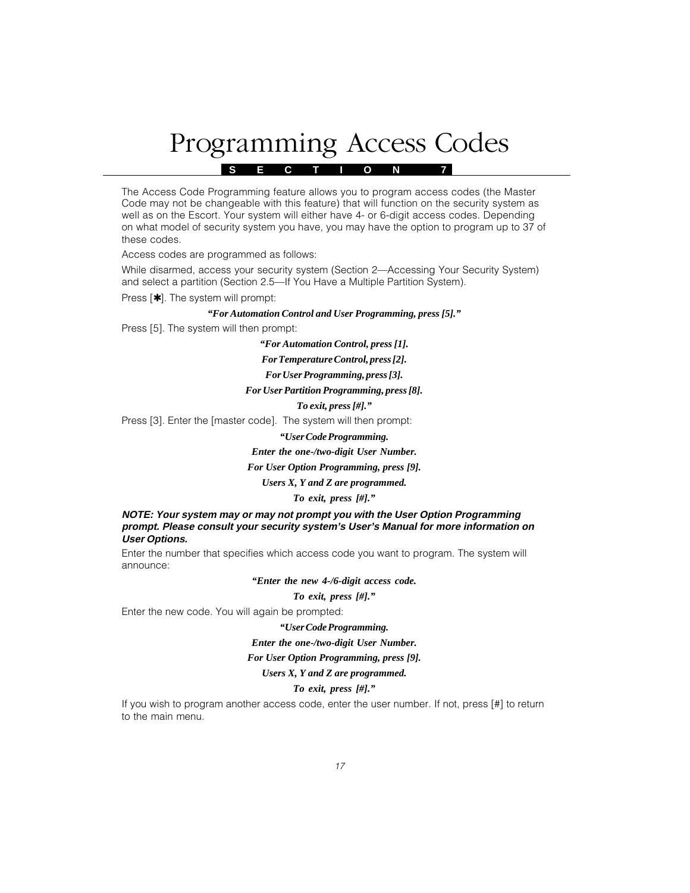# Programming Access Codes

**SECTION 7**

The Access Code Programming feature allows you to program access codes (the Master Code may not be changeable with this feature) that will function on the security system as well as on the Escort. Your system will either have 4- or 6-digit access codes. Depending on what model of security system you have, you may have the option to program up to 37 of these codes.

Access codes are programmed as follows:

While disarmed, access your security system (Section 2—Accessing Your Security System) and select a partition (Section 2.5—If You Have a Multiple Partition System).

Press [✱]. The system will prompt:

***"For Automation Control and User Programming, press [5]."***

Press [5]. The system will then prompt:

***"For Automation Control, press [1].***
***For Temperature Control, press [2].***
***For User Programming, press [3].***
***For User Partition Programming, press [8].***
***To exit, press [#]."***

Press [3]. Enter the [master code]. The system will then prompt:

***"User Code Programming.***
***Enter the one-/two-digit User Number.***
***For User Option Programming, press [9].***
***Users X, Y and Z are programmed.***
***To exit, press [#]."***

***NOTE: Your system may or may not prompt you with the User Option Programming prompt. Please consult your security system's User's Manual for more information on User Options.***

Enter the number that specifies which access code you want to program. The system will announce:

***"Enter the new 4-/6-digit access code.***
***To exit, press [#]."***

Enter the new code. You will again be prompted:

***"User Code Programming.***
***Enter the one-/two-digit User Number.***
***For User Option Programming, press [9].***
***Users X, Y and Z are programmed.***
***To exit, press [#]."***

If you wish to program another access code, enter the user number. If not, press [#] to return to the main menu.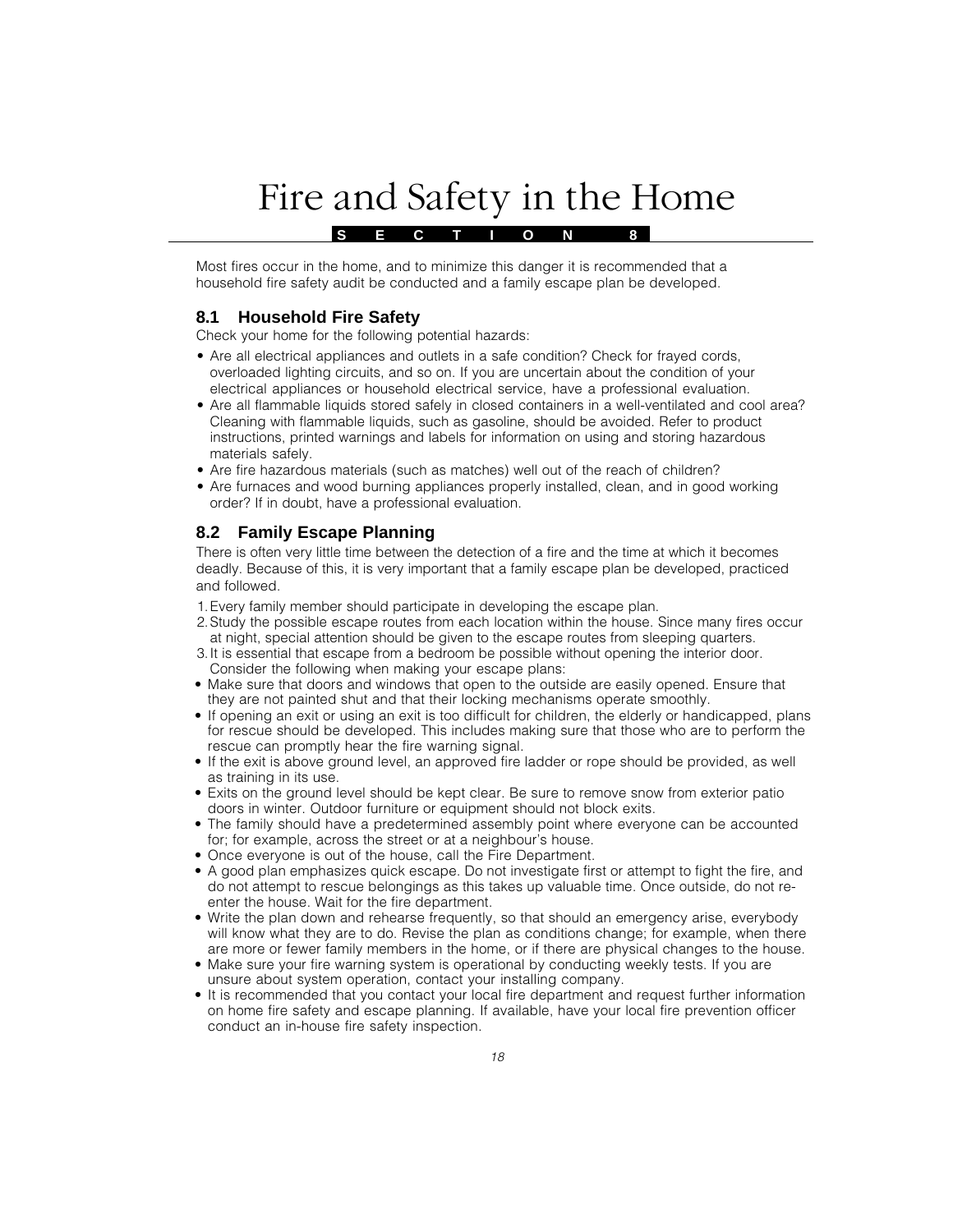# Fire and Safety in the Home

**SECTION 8**

Most fires occur in the home, and to minimize this danger it is recommended that a household fire safety audit be conducted and a family escape plan be developed.

## 8.1 Household Fire Safety

Check your home for the following potential hazards:

- Are all electrical appliances and outlets in a safe condition? Check for frayed cords, overloaded lighting circuits, and so on. If you are uncertain about the condition of your electrical appliances or household electrical service, have a professional evaluation.
- Are all flammable liquids stored safely in closed containers in a well-ventilated and cool area? Cleaning with flammable liquids, such as gasoline, should be avoided. Refer to product instructions, printed warnings and labels for information on using and storing hazardous materials safely.
- Are fire hazardous materials (such as matches) well out of the reach of children?
- Are furnaces and wood burning appliances properly installed, clean, and in good working order? If in doubt, have a professional evaluation.

## 8.2 Family Escape Planning

There is often very little time between the detection of a fire and the time at which it becomes deadly. Because of this, it is very important that a family escape plan be developed, practiced and followed.

1. Every family member should participate in developing the escape plan.
2. Study the possible escape routes from each location within the house. Since many fires occur at night, special attention should be given to the escape routes from sleeping quarters.
3. It is essential that escape from a bedroom be possible without opening the interior door.

Consider the following when making your escape plans:

- Make sure that doors and windows that open to the outside are easily opened. Ensure that they are not painted shut and that their locking mechanisms operate smoothly.
- If opening an exit or using an exit is too difficult for children, the elderly or handicapped, plans for rescue should be developed. This includes making sure that those who are to perform the rescue can promptly hear the fire warning signal.
- If the exit is above ground level, an approved fire ladder or rope should be provided, as well as training in its use.
- Exits on the ground level should be kept clear. Be sure to remove snow from exterior patio doors in winter. Outdoor furniture or equipment should not block exits.
- The family should have a predetermined assembly point where everyone can be accounted for; for example, across the street or at a neighbour's house.
- Once everyone is out of the house, call the Fire Department.
- A good plan emphasizes quick escape. Do not investigate first or attempt to fight the fire, and do not attempt to rescue belongings as this takes up valuable time. Once outside, do not re-enter the house. Wait for the fire department.
- Write the plan down and rehearse frequently, so that should an emergency arise, everybody will know what they are to do. Revise the plan as conditions change; for example, when there are more or fewer family members in the home, or if there are physical changes to the house.
- Make sure your fire warning system is operational by conducting weekly tests. If you are unsure about system operation, contact your installing company.
- It is recommended that you contact your local fire department and request further information on home fire safety and escape planning. If available, have your local fire prevention officer conduct an in-house fire safety inspection.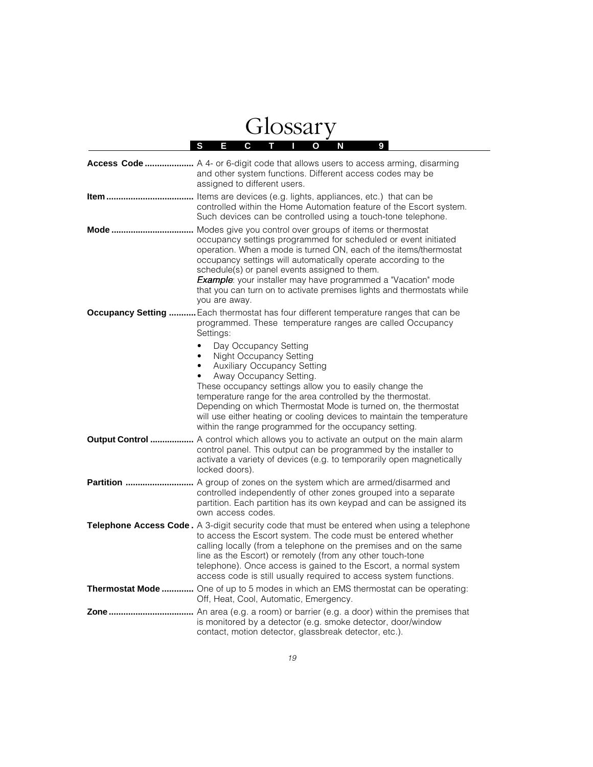# Glossary

**SECTION 9**

**Access Code** .................... A 4- or 6-digit code that allows users to access arming, disarming and other system functions. Different access codes may be assigned to different users.

**Item** .................................... Items are devices (e.g. lights, appliances, etc.) that can be controlled within the Home Automation feature of the Escort system. Such devices can be controlled using a touch-tone telephone.

**Mode** .................................. Modes give you control over groups of items or thermostat occupancy settings programmed for scheduled or event initiated operation. When a mode is turned ON, each of the items/thermostat occupancy settings will automatically operate according to the schedule(s) or panel events assigned to them.
***Example***: your installer may have programmed a "Vacation" mode that you can turn on to activate premises lights and thermostats while you are away.

**Occupancy Setting** ...........Each thermostat has four different temperature ranges that can be programmed. These temperature ranges are called Occupancy Settings:

- Day Occupancy Setting
- Night Occupancy Setting
- Auxiliary Occupancy Setting
- Away Occupancy Setting.

These occupancy settings allow you to easily change the temperature range for the area controlled by the thermostat. Depending on which Thermostat Mode is turned on, the thermostat will use either heating or cooling devices to maintain the temperature within the range programmed for the occupancy setting.

**Output Control** .................. A control which allows you to activate an output on the main alarm control panel. This output can be programmed by the installer to activate a variety of devices (e.g. to temporarily open magnetically locked doors).

**Partition** ............................ A group of zones on the system which are armed/disarmed and controlled independently of other zones grouped into a separate partition. Each partition has its own keypad and can be assigned its own access codes.

**Telephone Access Code** . A 3-digit security code that must be entered when using a telephone to access the Escort system. The code must be entered whether calling locally (from a telephone on the premises and on the same line as the Escort) or remotely (from any other touch-tone telephone). Once access is gained to the Escort, a normal system access code is still usually required to access system functions.

**Thermostat Mode** ............. One of up to 5 modes in which an EMS thermostat can be operating: Off, Heat, Cool, Automatic, Emergency.

**Zone** .................................. An area (e.g. a room) or barrier (e.g. a door) within the premises that is monitored by a detector (e.g. smoke detector, door/window contact, motion detector, glassbreak detector, etc.).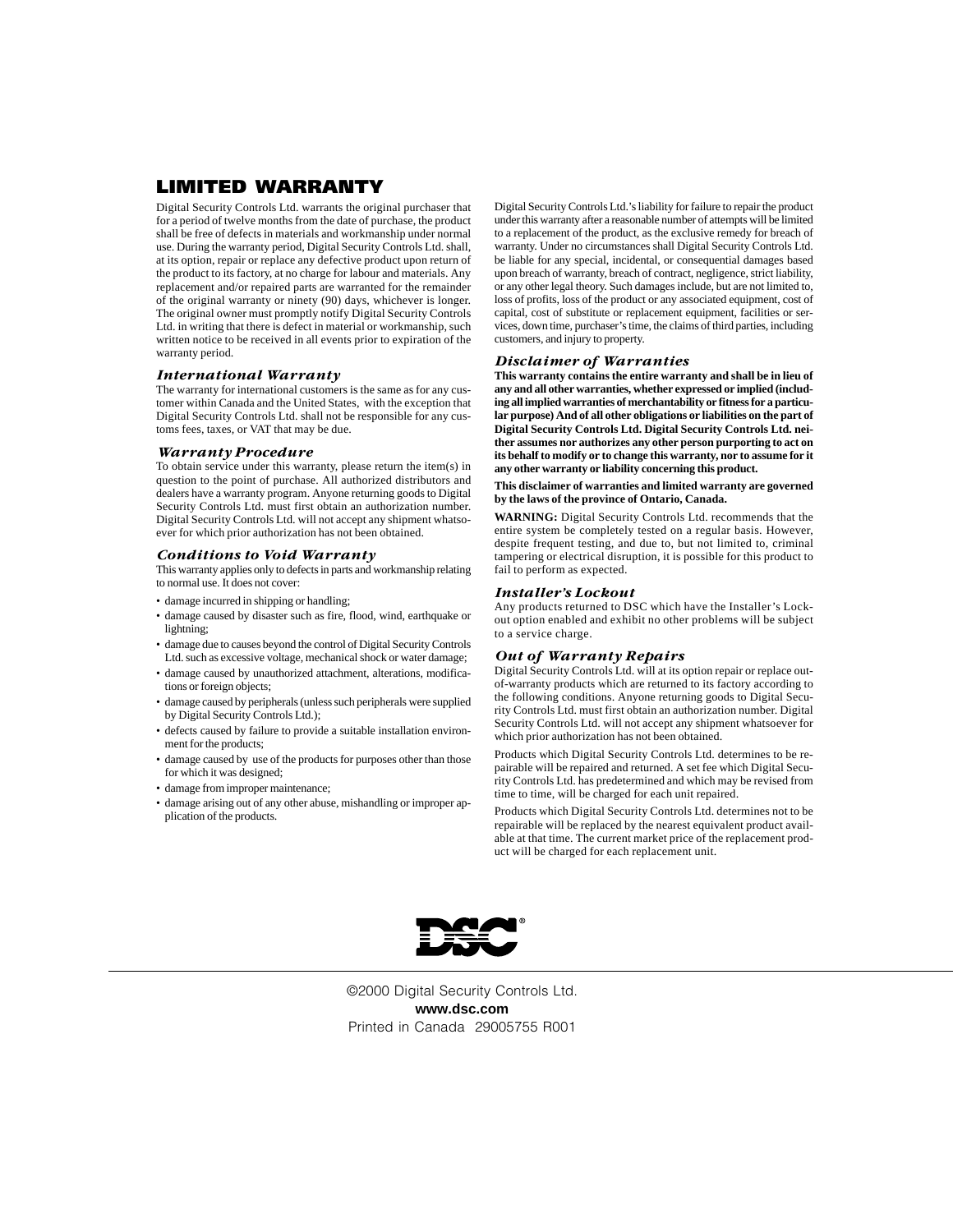# LIMITED WARRANTY

Digital Security Controls Ltd. warrants the original purchaser that for a period of twelve months from the date of purchase, the product shall be free of defects in materials and workmanship under normal use. During the warranty period, Digital Security Controls Ltd. shall, at its option, repair or replace any defective product upon return of the product to its factory, at no charge for labour and materials. Any replacement and/or repaired parts are warranted for the remainder of the original warranty or ninety (90) days, whichever is longer. The original owner must promptly notify Digital Security Controls Ltd. in writing that there is defect in material or workmanship, such written notice to be received in all events prior to expiration of the warranty period.

### *International Warranty*

The warranty for international customers is the same as for any customer within Canada and the United States, with the exception that Digital Security Controls Ltd. shall not be responsible for any customs fees, taxes, or VAT that may be due.

### *Warranty Procedure*

To obtain service under this warranty, please return the item(s) in question to the point of purchase. All authorized distributors and dealers have a warranty program. Anyone returning goods to Digital Security Controls Ltd. must first obtain an authorization number. Digital Security Controls Ltd. will not accept any shipment whatsoever for which prior authorization has not been obtained.

### *Conditions to Void Warranty*

This warranty applies only to defects in parts and workmanship relating to normal use. It does not cover:

- damage incurred in shipping or handling;
- damage caused by disaster such as fire, flood, wind, earthquake or lightning;
- damage due to causes beyond the control of Digital Security Controls Ltd. such as excessive voltage, mechanical shock or water damage;
- damage caused by unauthorized attachment, alterations, modifications or foreign objects;
- damage caused by peripherals (unless such peripherals were supplied by Digital Security Controls Ltd.);
- defects caused by failure to provide a suitable installation environment for the products;
- damage caused by use of the products for purposes other than those for which it was designed;
- damage from improper maintenance;
- damage arising out of any other abuse, mishandling or improper application of the products.

Digital Security Controls Ltd.'s liability for failure to repair the product under this warranty after a reasonable number of attempts will be limited to a replacement of the product, as the exclusive remedy for breach of warranty. Under no circumstances shall Digital Security Controls Ltd. be liable for any special, incidental, or consequential damages based upon breach of warranty, breach of contract, negligence, strict liability, or any other legal theory. Such damages include, but are not limited to, loss of profits, loss of the product or any associated equipment, cost of capital, cost of substitute or replacement equipment, facilities or services, down time, purchaser's time, the claims of third parties, including customers, and injury to property.

### *Disclaimer of Warranties*

**This warranty contains the entire warranty and shall be in lieu of any and all other warranties, whether expressed or implied (including all implied warranties of merchantability or fitness for a particular purpose) And of all other obligations or liabilities on the part of Digital Security Controls Ltd. Digital Security Controls Ltd. neither assumes nor authorizes any other person purporting to act on its behalf to modify or to change this warranty, nor to assume for it any other warranty or liability concerning this product.**

**This disclaimer of warranties and limited warranty are governed by the laws of the province of Ontario, Canada.**

**WARNING:** Digital Security Controls Ltd. recommends that the entire system be completely tested on a regular basis. However, despite frequent testing, and due to, but not limited to, criminal tampering or electrical disruption, it is possible for this product to fail to perform as expected.

### *Installer's Lockout*

Any products returned to DSC which have the Installer's Lockout option enabled and exhibit no other problems will be subject to a service charge.

### *Out of Warranty Repairs*

Digital Security Controls Ltd. will at its option repair or replace out-of-warranty products which are returned to its factory according to the following conditions. Anyone returning goods to Digital Security Controls Ltd. must first obtain an authorization number. Digital Security Controls Ltd. will not accept any shipment whatsoever for which prior authorization has not been obtained.

Products which Digital Security Controls Ltd. determines to be repairable will be repaired and returned. A set fee which Digital Security Controls Ltd. has predetermined and which may be revised from time to time, will be charged for each unit repaired.

Products which Digital Security Controls Ltd. determines not to be repairable will be replaced by the nearest equivalent product available at that time. The current market price of the replacement product will be charged for each replacement unit.

DSC®

©2000 Digital Security Controls Ltd.
**www.dsc.com**
Printed in Canada 29005755 R001